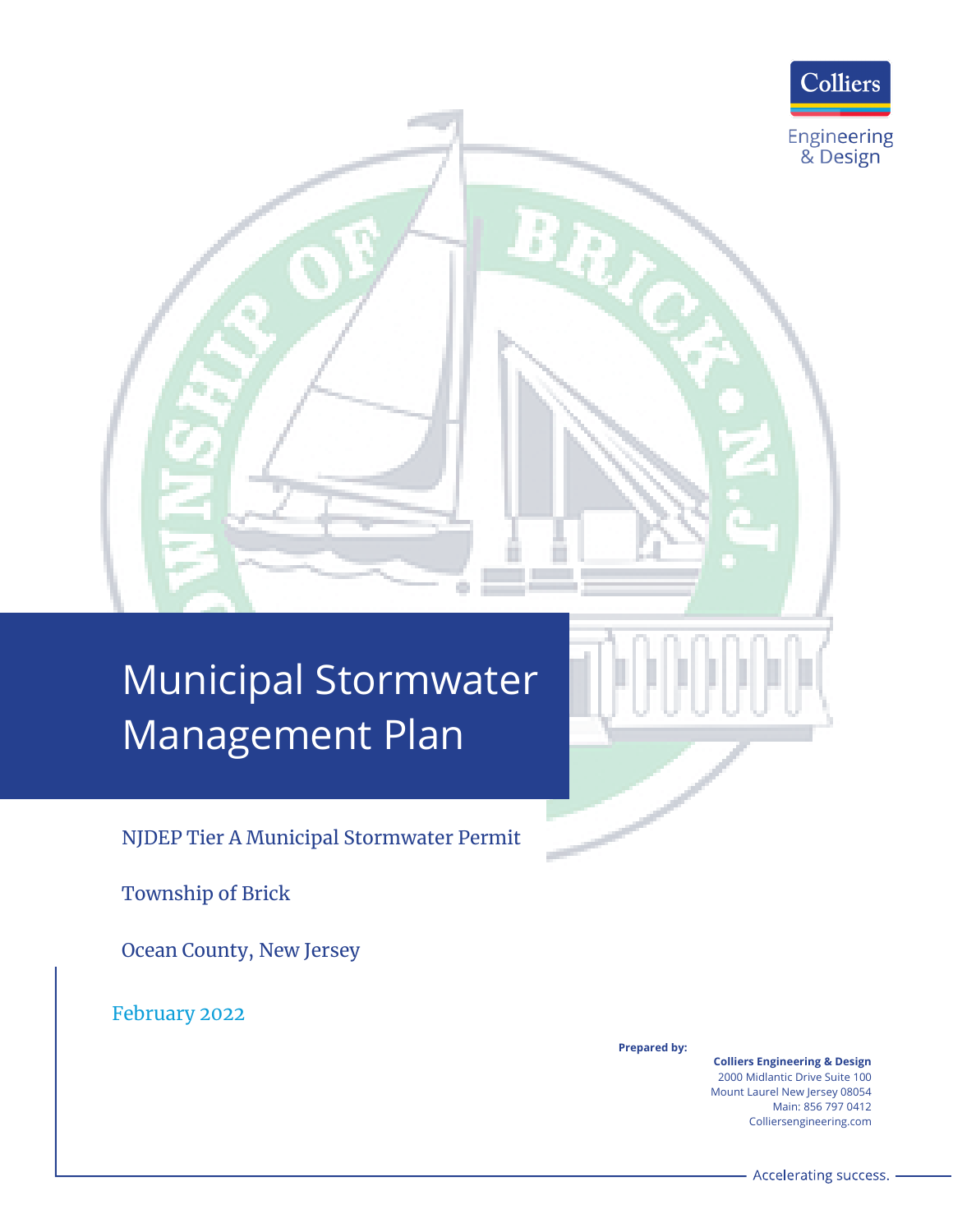Colliers

Engineering & Design

# Municipal Stormwater Management Plan

NJDEP Tier A Municipal Stormwater Permit

Township of Brick

Ocean County, New Jersey

February 2022

**Prepared by:**

**Colliers Engineering & Design**
2000 Midlantic Drive Suite 100
Mount Laurel New Jersey 08054
Main: 856 797 0412
Colliersengineering.com

Accelerating success.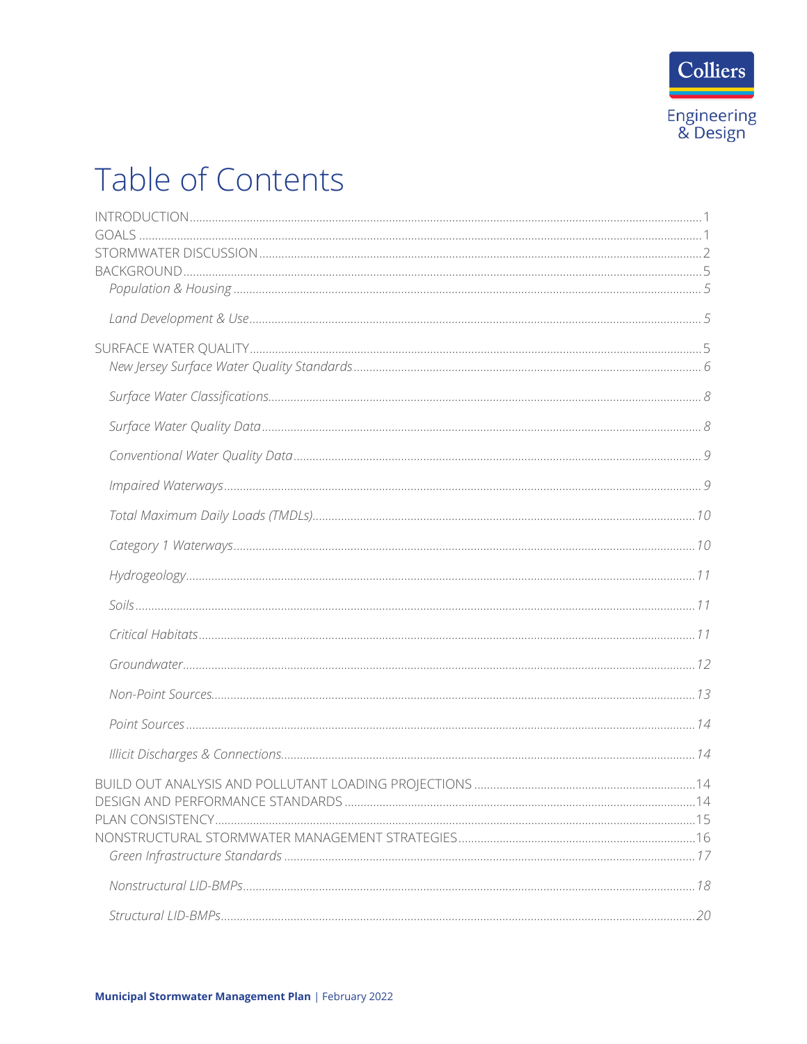# Table of Contents

INTRODUCTION .......... 1
GOALS .......... 1
STORMWATER DISCUSSION .......... 2
BACKGROUND .......... 5
*Population & Housing* .......... 5
*Land Development & Use* .......... 5
SURFACE WATER QUALITY .......... 5
*New Jersey Surface Water Quality Standards* .......... 6
*Surface Water Classifications* .......... 8
*Surface Water Quality Data* .......... 8
*Conventional Water Quality Data* .......... 9
*Impaired Waterways* .......... 9
*Total Maximum Daily Loads (TMDLs)* .......... 10
*Category 1 Waterways* .......... 10
*Hydrogeology* .......... 11
*Soils* .......... 11
*Critical Habitats* .......... 11
*Groundwater* .......... 12
*Non-Point Sources* .......... 13
*Point Sources* .......... 14
*Illicit Discharges & Connections* .......... 14
BUILD OUT ANALYSIS AND POLLUTANT LOADING PROJECTIONS .......... 14
DESIGN AND PERFORMANCE STANDARDS .......... 14
PLAN CONSISTENCY .......... 15
NONSTRUCTURAL STORMWATER MANAGEMENT STRATEGIES .......... 16
*Green Infrastructure Standards* .......... 17
*Nonstructural LID-BMPs* .......... 18
*Structural LID-BMPs* .......... 20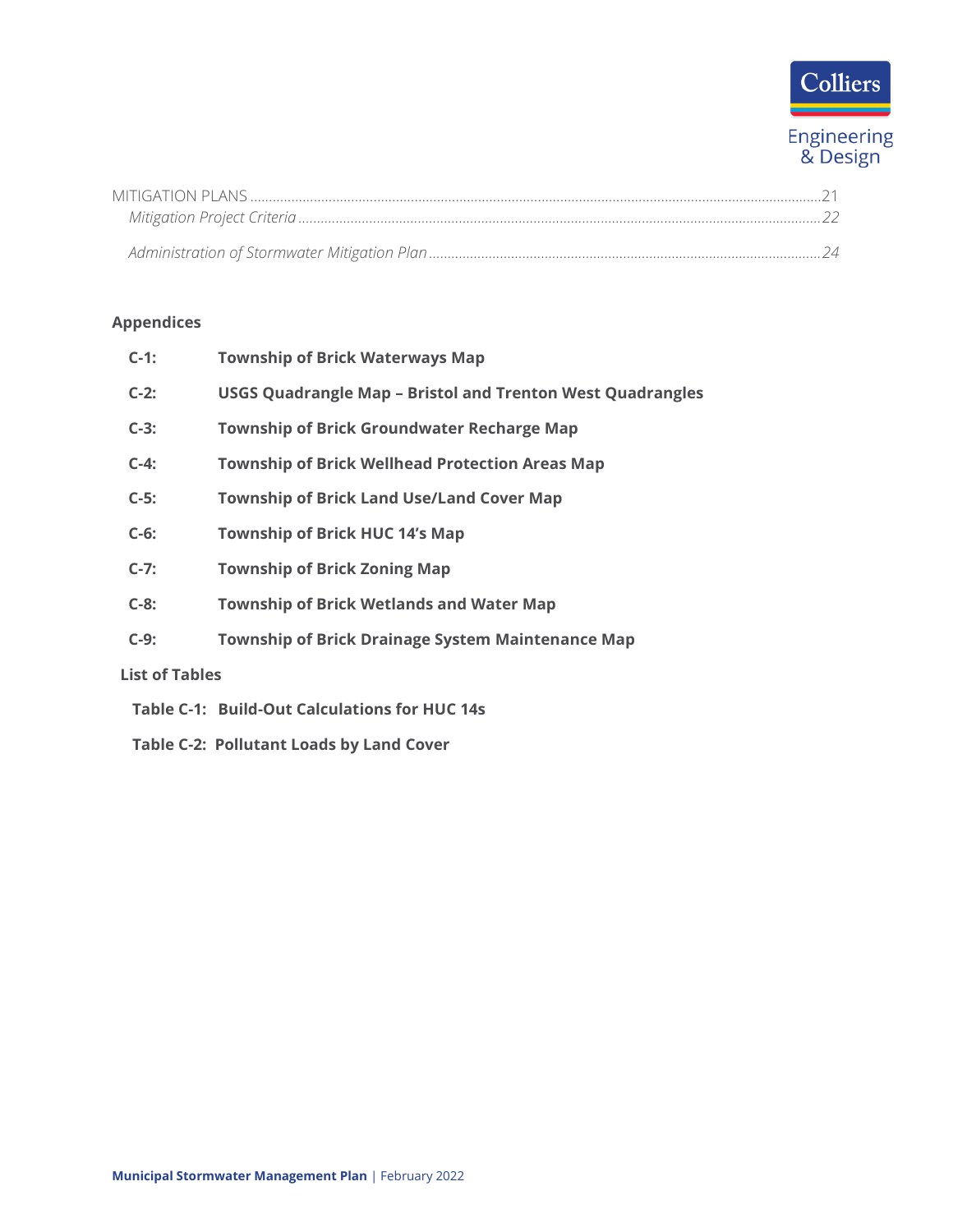MITIGATION PLANS ........................................................................................................................................21

*Mitigation Project Criteria* ..........................................................................................................................22

*Administration of Stormwater Mitigation Plan* .........................................................................................24

**Appendices**

**C-1:** **Township of Brick Waterways Map**

**C-2:** **USGS Quadrangle Map – Bristol and Trenton West Quadrangles**

**C-3:** **Township of Brick Groundwater Recharge Map**

**C-4:** **Township of Brick Wellhead Protection Areas Map**

**C-5:** **Township of Brick Land Use/Land Cover Map**

**C-6:** **Township of Brick HUC 14's Map**

**C-7:** **Township of Brick Zoning Map**

**C-8:** **Township of Brick Wetlands and Water Map**

**C-9:** **Township of Brick Drainage System Maintenance Map**

**List of Tables**

**Table C-1: Build-Out Calculations for HUC 14s**

**Table C-2: Pollutant Loads by Land Cover**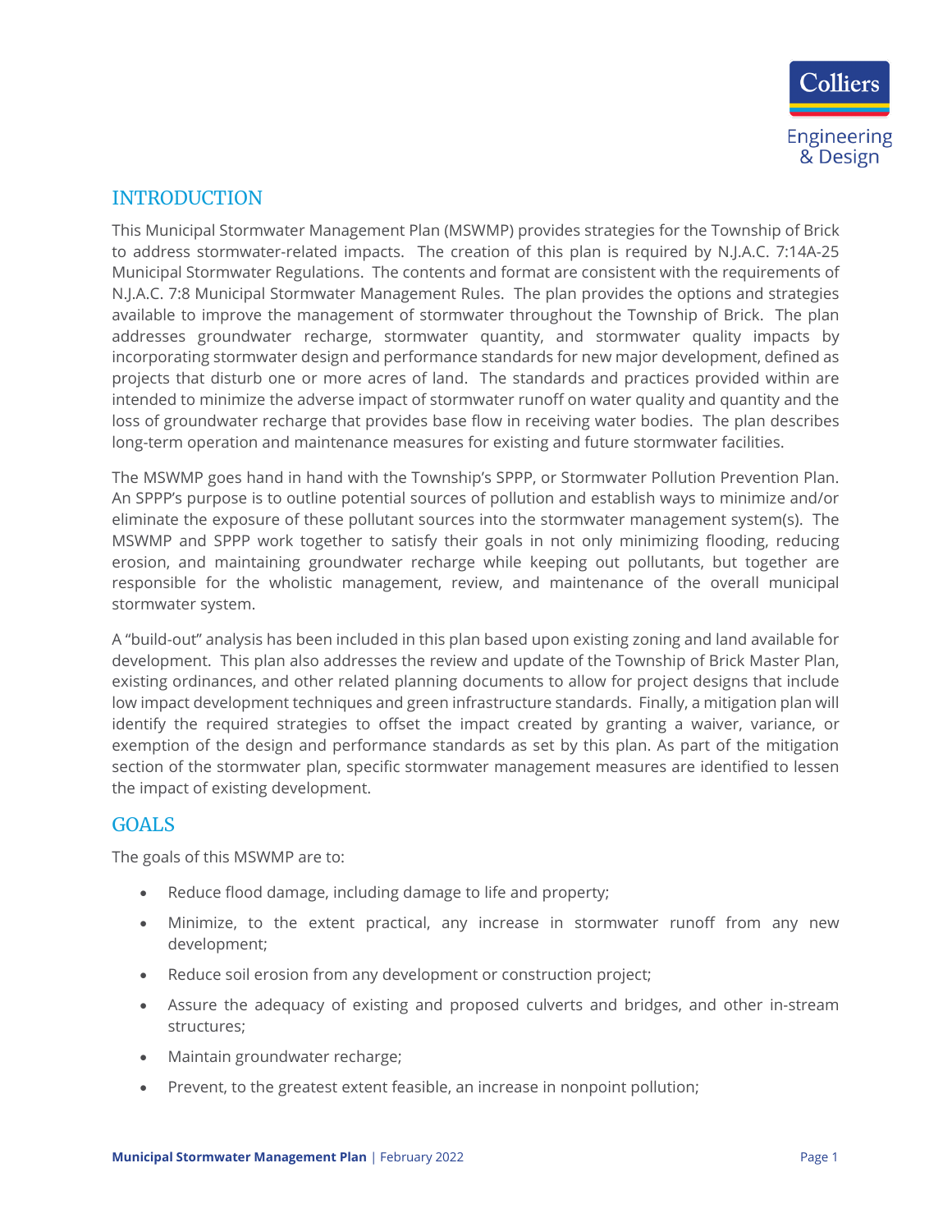## INTRODUCTION

This Municipal Stormwater Management Plan (MSWMP) provides strategies for the Township of Brick to address stormwater-related impacts. The creation of this plan is required by N.J.A.C. 7:14A-25 Municipal Stormwater Regulations. The contents and format are consistent with the requirements of N.J.A.C. 7:8 Municipal Stormwater Management Rules. The plan provides the options and strategies available to improve the management of stormwater throughout the Township of Brick. The plan addresses groundwater recharge, stormwater quantity, and stormwater quality impacts by incorporating stormwater design and performance standards for new major development, defined as projects that disturb one or more acres of land. The standards and practices provided within are intended to minimize the adverse impact of stormwater runoff on water quality and quantity and the loss of groundwater recharge that provides base flow in receiving water bodies. The plan describes long-term operation and maintenance measures for existing and future stormwater facilities.

The MSWMP goes hand in hand with the Township's SPPP, or Stormwater Pollution Prevention Plan. An SPPP's purpose is to outline potential sources of pollution and establish ways to minimize and/or eliminate the exposure of these pollutant sources into the stormwater management system(s). The MSWMP and SPPP work together to satisfy their goals in not only minimizing flooding, reducing erosion, and maintaining groundwater recharge while keeping out pollutants, but together are responsible for the wholistic management, review, and maintenance of the overall municipal stormwater system.

A "build-out" analysis has been included in this plan based upon existing zoning and land available for development. This plan also addresses the review and update of the Township of Brick Master Plan, existing ordinances, and other related planning documents to allow for project designs that include low impact development techniques and green infrastructure standards. Finally, a mitigation plan will identify the required strategies to offset the impact created by granting a waiver, variance, or exemption of the design and performance standards as set by this plan. As part of the mitigation section of the stormwater plan, specific stormwater management measures are identified to lessen the impact of existing development.

## GOALS

The goals of this MSWMP are to:

- Reduce flood damage, including damage to life and property;
- Minimize, to the extent practical, any increase in stormwater runoff from any new development;
- Reduce soil erosion from any development or construction project;
- Assure the adequacy of existing and proposed culverts and bridges, and other in-stream structures;
- Maintain groundwater recharge;
- Prevent, to the greatest extent feasible, an increase in nonpoint pollution;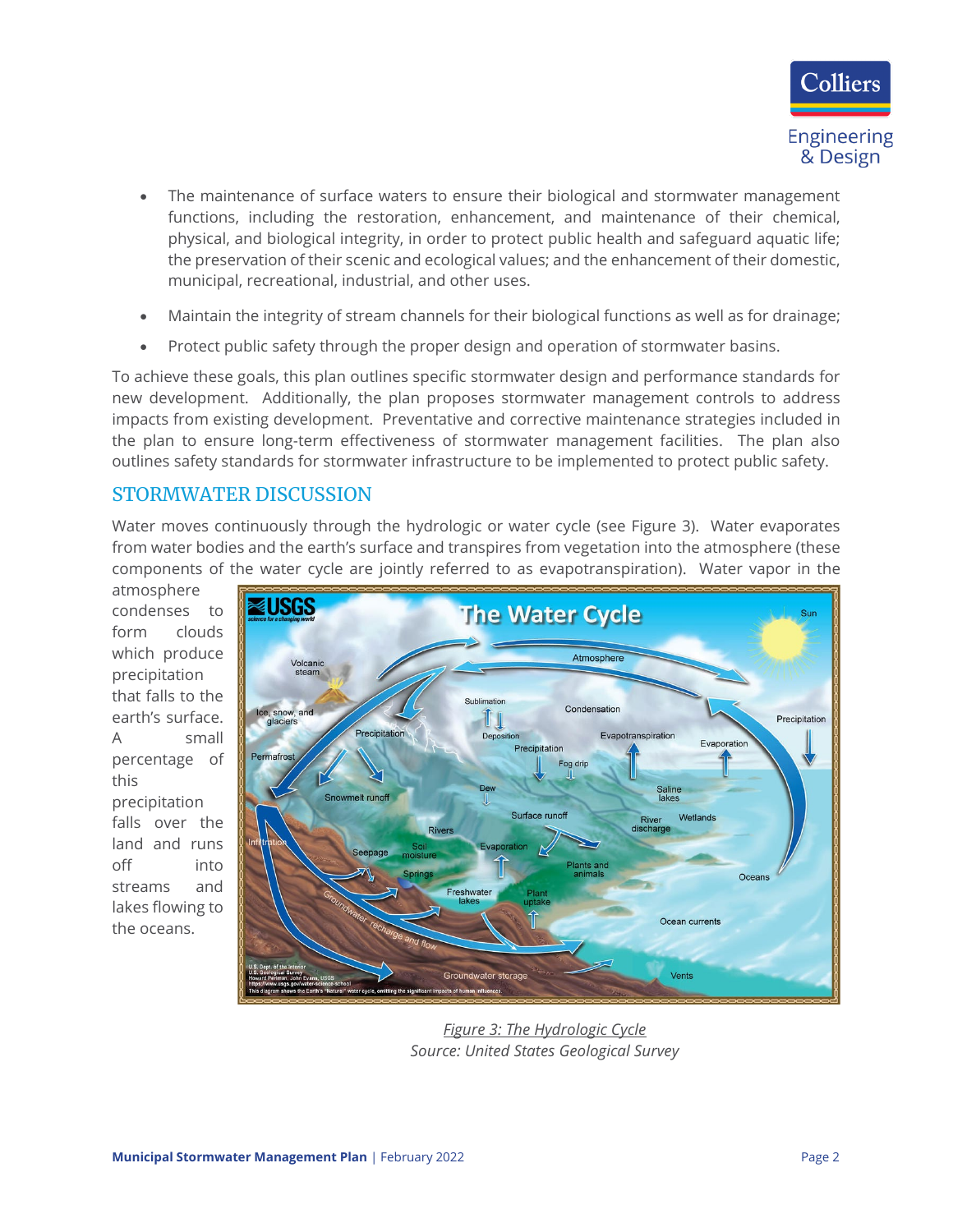- The maintenance of surface waters to ensure their biological and stormwater management functions, including the restoration, enhancement, and maintenance of their chemical, physical, and biological integrity, in order to protect public health and safeguard aquatic life; the preservation of their scenic and ecological values; and the enhancement of their domestic, municipal, recreational, industrial, and other uses.
- Maintain the integrity of stream channels for their biological functions as well as for drainage;
- Protect public safety through the proper design and operation of stormwater basins.

To achieve these goals, this plan outlines specific stormwater design and performance standards for new development. Additionally, the plan proposes stormwater management controls to address impacts from existing development. Preventative and corrective maintenance strategies included in the plan to ensure long-term effectiveness of stormwater management facilities. The plan also outlines safety standards for stormwater infrastructure to be implemented to protect public safety.

## STORMWATER DISCUSSION

Water moves continuously through the hydrologic or water cycle (see Figure 3). Water evaporates from water bodies and the earth's surface and transpires from vegetation into the atmosphere (these components of the water cycle are jointly referred to as evapotranspiration). Water vapor in the atmosphere condenses to form clouds which produce precipitation that falls to the earth's surface. A small percentage of this precipitation falls over the land and runs off into streams and lakes flowing to the oceans.

*Figure 3: The Hydrologic Cycle*
*Source: United States Geological Survey*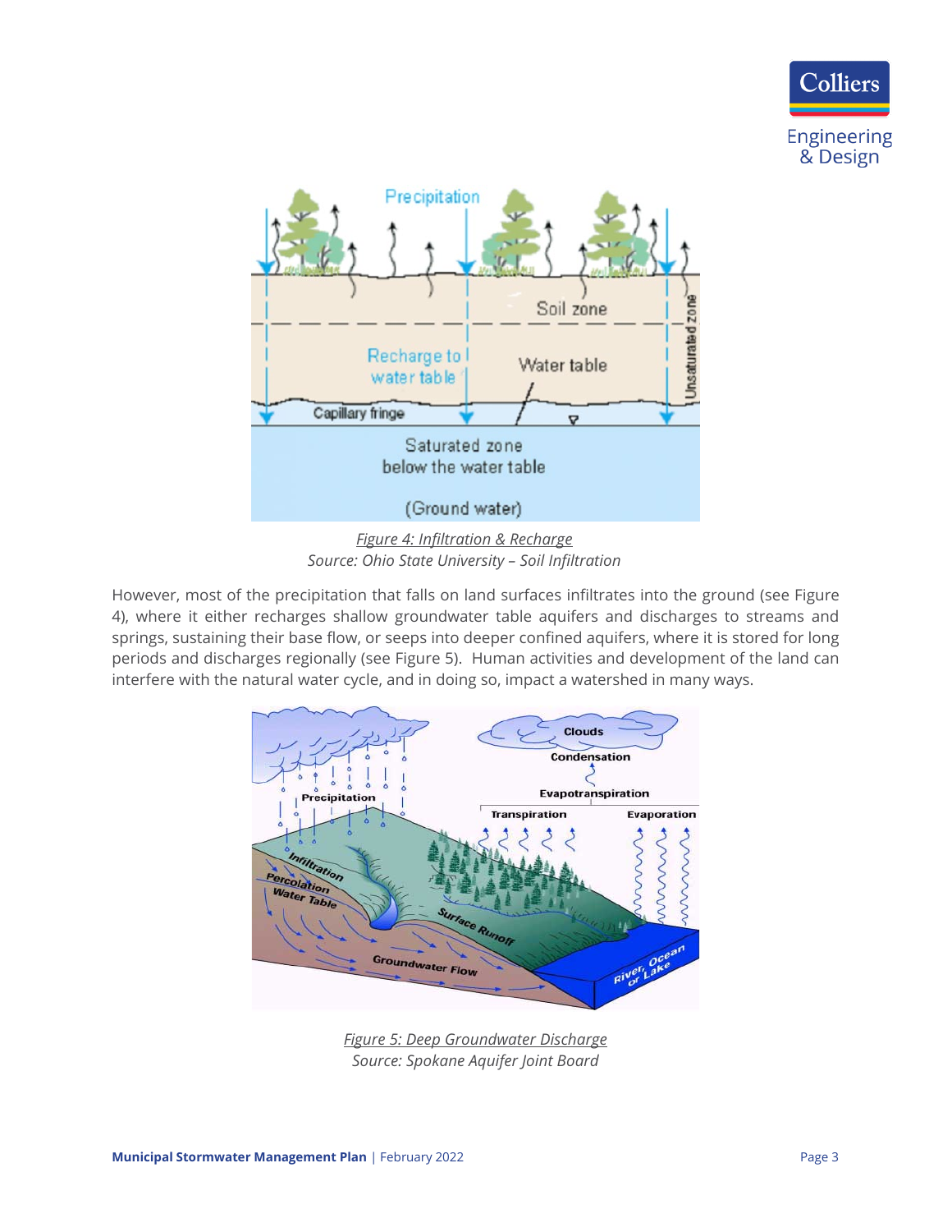*Figure 4: Infiltration & Recharge*
*Source: Ohio State University – Soil Infiltration*

However, most of the precipitation that falls on land surfaces infiltrates into the ground (see Figure 4), where it either recharges shallow groundwater table aquifers and discharges to streams and springs, sustaining their base flow, or seeps into deeper confined aquifers, where it is stored for long periods and discharges regionally (see Figure 5). Human activities and development of the land can interfere with the natural water cycle, and in doing so, impact a watershed in many ways.

*Figure 5: Deep Groundwater Discharge*
*Source: Spokane Aquifer Joint Board*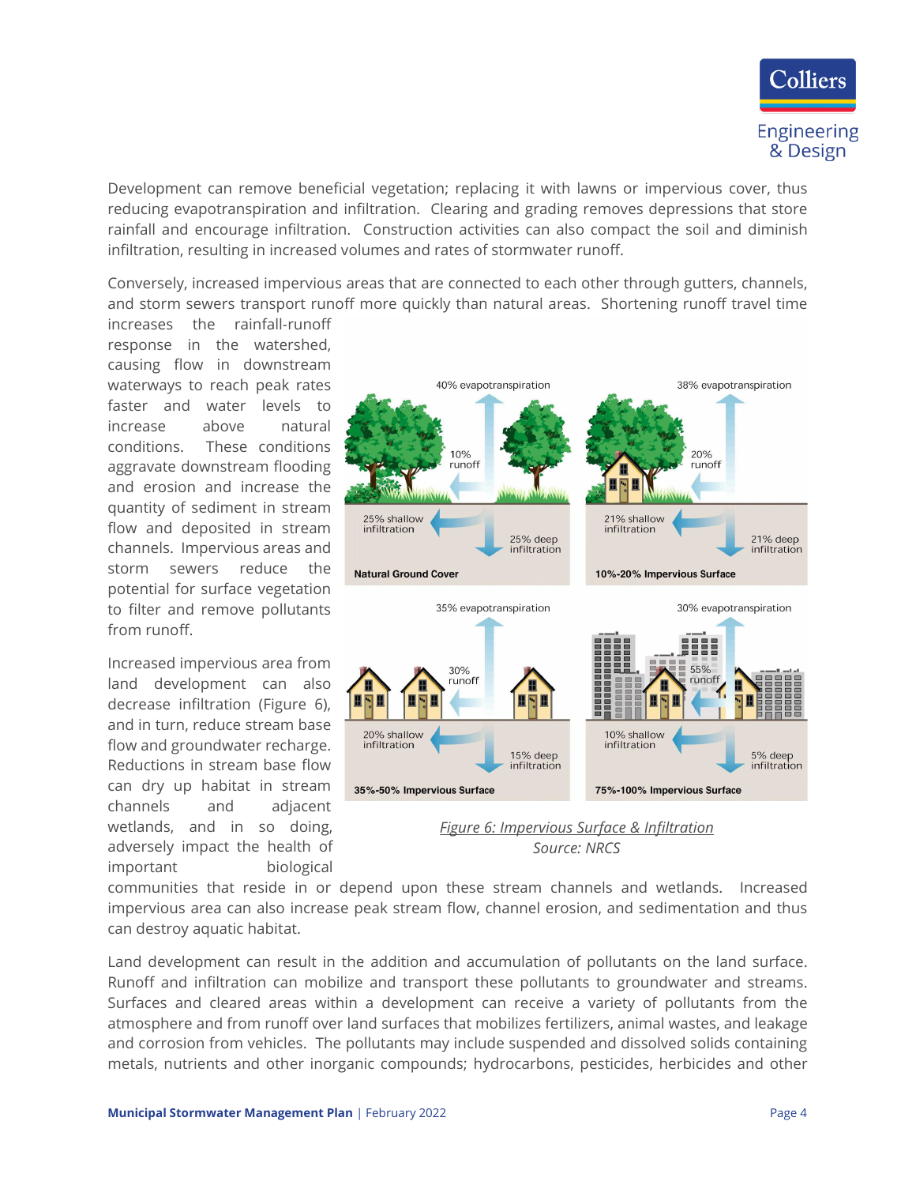Development can remove beneficial vegetation; replacing it with lawns or impervious cover, thus reducing evapotranspiration and infiltration. Clearing and grading removes depressions that store rainfall and encourage infiltration. Construction activities can also compact the soil and diminish infiltration, resulting in increased volumes and rates of stormwater runoff.

Conversely, increased impervious areas that are connected to each other through gutters, channels, and storm sewers transport runoff more quickly than natural areas. Shortening runoff travel time increases the rainfall-runoff response in the watershed, causing flow in downstream waterways to reach peak rates faster and water levels to increase above natural conditions. These conditions aggravate downstream flooding and erosion and increase the quantity of sediment in stream flow and deposited in stream channels. Impervious areas and storm sewers reduce the potential for surface vegetation to filter and remove pollutants from runoff.

Increased impervious area from land development can also decrease infiltration (Figure 6), and in turn, reduce stream base flow and groundwater recharge. Reductions in stream base flow can dry up habitat in stream channels and adjacent wetlands, and in so doing, adversely impact the health of important biological communities that reside in or depend upon these stream channels and wetlands. Increased impervious area can also increase peak stream flow, channel erosion, and sedimentation and thus can destroy aquatic habitat.

*Figure 6: Impervious Surface & Infiltration*

*Source: NRCS*

Land development can result in the addition and accumulation of pollutants on the land surface. Runoff and infiltration can mobilize and transport these pollutants to groundwater and streams. Surfaces and cleared areas within a development can receive a variety of pollutants from the atmosphere and from runoff over land surfaces that mobilizes fertilizers, animal wastes, and leakage and corrosion from vehicles. The pollutants may include suspended and dissolved solids containing metals, nutrients and other inorganic compounds; hydrocarbons, pesticides, herbicides and other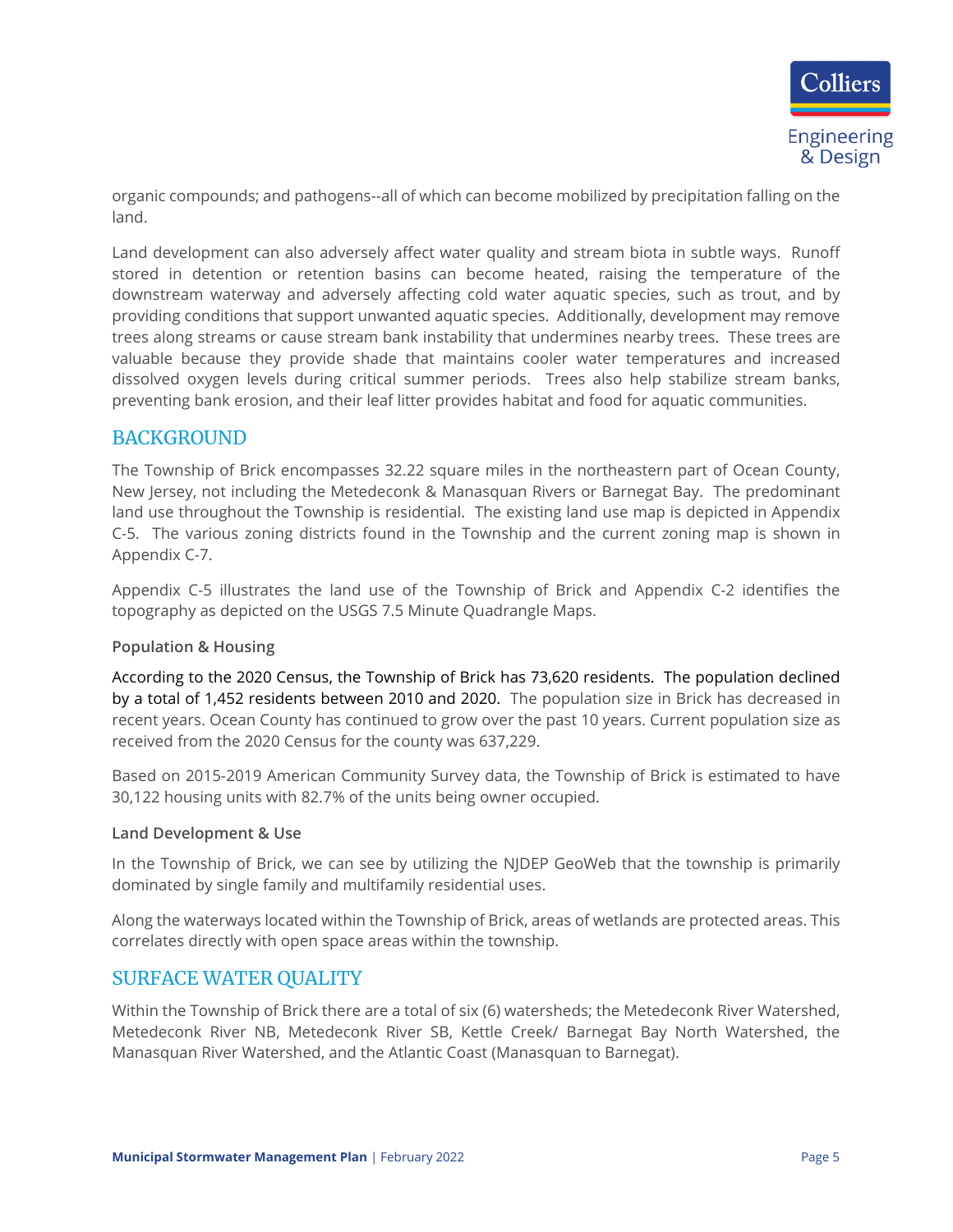organic compounds; and pathogens--all of which can become mobilized by precipitation falling on the land.

Land development can also adversely affect water quality and stream biota in subtle ways. Runoff stored in detention or retention basins can become heated, raising the temperature of the downstream waterway and adversely affecting cold water aquatic species, such as trout, and by providing conditions that support unwanted aquatic species. Additionally, development may remove trees along streams or cause stream bank instability that undermines nearby trees. These trees are valuable because they provide shade that maintains cooler water temperatures and increased dissolved oxygen levels during critical summer periods. Trees also help stabilize stream banks, preventing bank erosion, and their leaf litter provides habitat and food for aquatic communities.

## BACKGROUND

The Township of Brick encompasses 32.22 square miles in the northeastern part of Ocean County, New Jersey, not including the Metedeconk & Manasquan Rivers or Barnegat Bay. The predominant land use throughout the Township is residential. The existing land use map is depicted in Appendix C-5. The various zoning districts found in the Township and the current zoning map is shown in Appendix C-7.

Appendix C-5 illustrates the land use of the Township of Brick and Appendix C-2 identifies the topography as depicted on the USGS 7.5 Minute Quadrangle Maps.

### Population & Housing

According to the 2020 Census, the Township of Brick has 73,620 residents. The population declined by a total of 1,452 residents between 2010 and 2020. The population size in Brick has decreased in recent years. Ocean County has continued to grow over the past 10 years. Current population size as received from the 2020 Census for the county was 637,229.

Based on 2015-2019 American Community Survey data, the Township of Brick is estimated to have 30,122 housing units with 82.7% of the units being owner occupied.

### Land Development & Use

In the Township of Brick, we can see by utilizing the NJDEP GeoWeb that the township is primarily dominated by single family and multifamily residential uses.

Along the waterways located within the Township of Brick, areas of wetlands are protected areas. This correlates directly with open space areas within the township.

## SURFACE WATER QUALITY

Within the Township of Brick there are a total of six (6) watersheds; the Metedeconk River Watershed, Metedeconk River NB, Metedeconk River SB, Kettle Creek/ Barnegat Bay North Watershed, the Manasquan River Watershed, and the Atlantic Coast (Manasquan to Barnegat).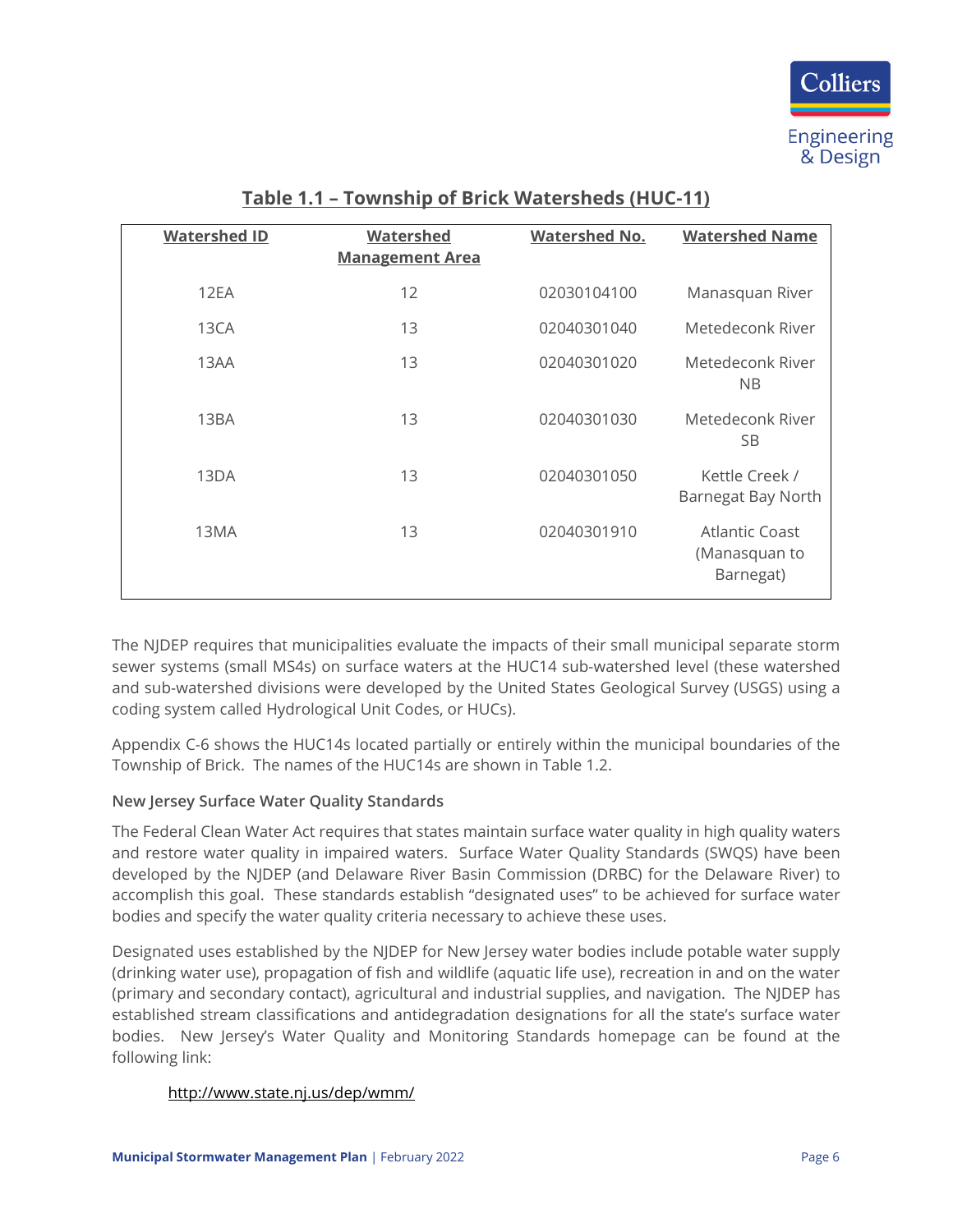**Table 1.1 – Township of Brick Watersheds (HUC-11)**

| Watershed ID | Watershed Management Area | Watershed No. | Watershed Name |
|---|---|---|---|
| 12EA | 12 | 02030104100 | Manasquan River |
| 13CA | 13 | 02040301040 | Metedeconk River |
| 13AA | 13 | 02040301020 | Metedeconk River NB |
| 13BA | 13 | 02040301030 | Metedeconk River SB |
| 13DA | 13 | 02040301050 | Kettle Creek / Barnegat Bay North |
| 13MA | 13 | 02040301910 | Atlantic Coast (Manasquan to Barnegat) |

The NJDEP requires that municipalities evaluate the impacts of their small municipal separate storm sewer systems (small MS4s) on surface waters at the HUC14 sub-watershed level (these watershed and sub-watershed divisions were developed by the United States Geological Survey (USGS) using a coding system called Hydrological Unit Codes, or HUCs).

Appendix C-6 shows the HUC14s located partially or entirely within the municipal boundaries of the Township of Brick. The names of the HUC14s are shown in Table 1.2.

**New Jersey Surface Water Quality Standards**

The Federal Clean Water Act requires that states maintain surface water quality in high quality waters and restore water quality in impaired waters. Surface Water Quality Standards (SWQS) have been developed by the NJDEP (and Delaware River Basin Commission (DRBC) for the Delaware River) to accomplish this goal. These standards establish "designated uses" to be achieved for surface water bodies and specify the water quality criteria necessary to achieve these uses.

Designated uses established by the NJDEP for New Jersey water bodies include potable water supply (drinking water use), propagation of fish and wildlife (aquatic life use), recreation in and on the water (primary and secondary contact), agricultural and industrial supplies, and navigation. The NJDEP has established stream classifications and antidegradation designations for all the state's surface water bodies. New Jersey's Water Quality and Monitoring Standards homepage can be found at the following link:

http://www.state.nj.us/dep/wmm/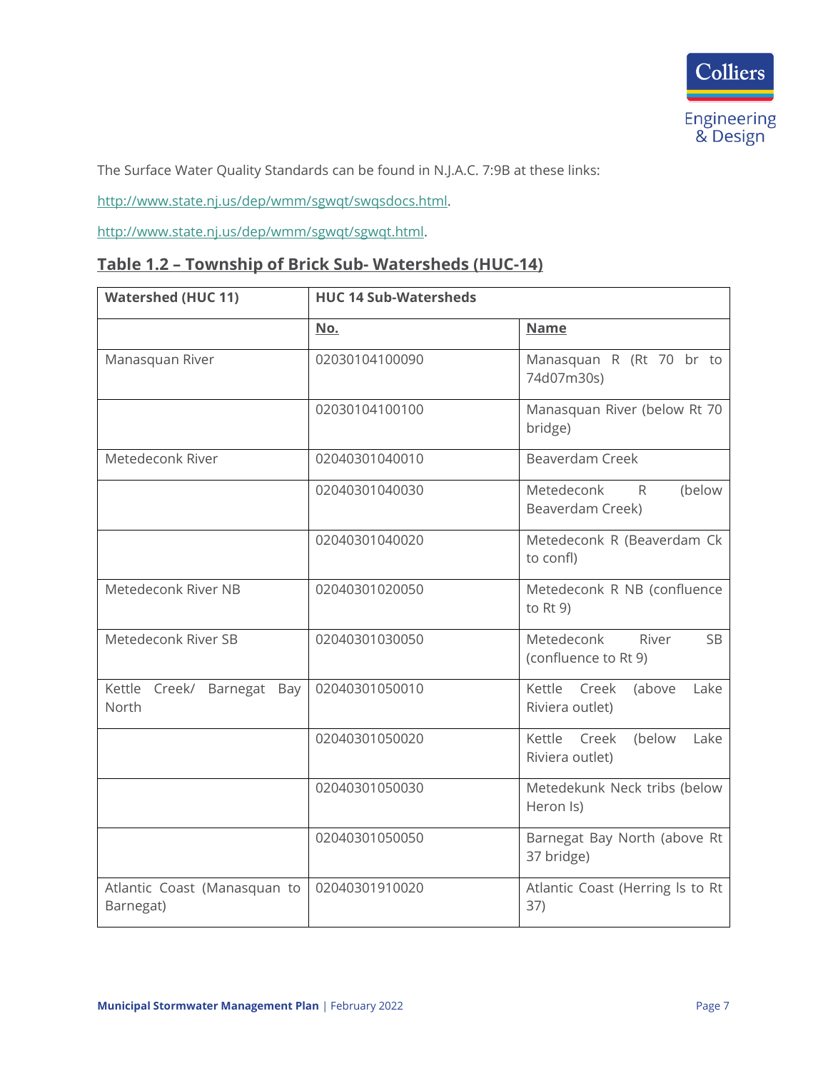The Surface Water Quality Standards can be found in N.J.A.C. 7:9B at these links:

http://www.state.nj.us/dep/wmm/sgwqt/swqsdocs.html.

http://www.state.nj.us/dep/wmm/sgwqt/sgwqt.html.

## Table 1.2 – Township of Brick Sub- Watersheds (HUC-14)

| Watershed (HUC 11) | HUC 14 Sub-Watersheds | |
|---|---|---|
| | **No.** | **Name** |
| Manasquan River | 02030104100090 | Manasquan R (Rt 70 br to 74d07m30s) |
| | 02030104100100 | Manasquan River (below Rt 70 bridge) |
| Metedeconk River | 02040301040010 | Beaverdam Creek |
| | 02040301040030 | Metedeconk R (below Beaverdam Creek) |
| | 02040301040020 | Metedeconk R (Beaverdam Ck to confl) |
| Metedeconk River NB | 02040301020050 | Metedeconk R NB (confluence to Rt 9) |
| Metedeconk River SB | 02040301030050 | Metedeconk River SB (confluence to Rt 9) |
| Kettle Creek/ Barnegat Bay North | 02040301050010 | Kettle Creek (above Lake Riviera outlet) |
| | 02040301050020 | Kettle Creek (below Lake Riviera outlet) |
| | 02040301050030 | Metedekunk Neck tribs (below Heron Is) |
| | 02040301050050 | Barnegat Bay North (above Rt 37 bridge) |
| Atlantic Coast (Manasquan to Barnegat) | 02040301910020 | Atlantic Coast (Herring Is to Rt 37) |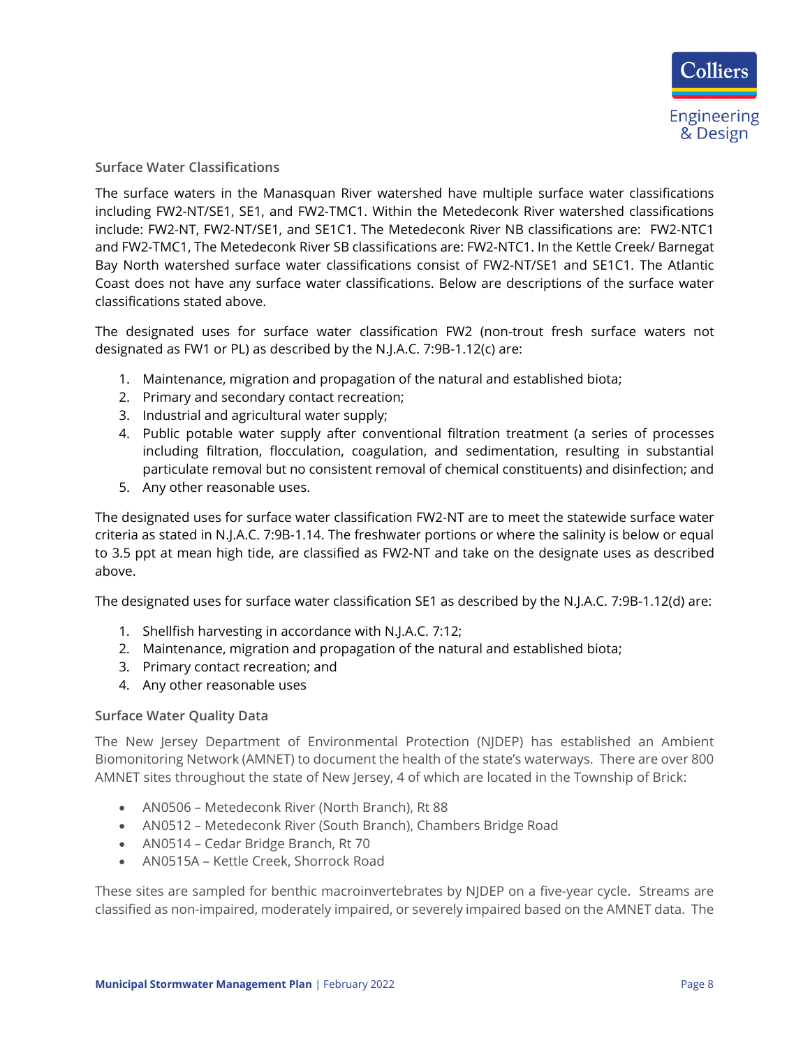### Surface Water Classifications

The surface waters in the Manasquan River watershed have multiple surface water classifications including FW2-NT/SE1, SE1, and FW2-TMC1. Within the Metedeconk River watershed classifications include: FW2-NT, FW2-NT/SE1, and SE1C1. The Metedeconk River NB classifications are: FW2-NTC1 and FW2-TMC1, The Metedeconk River SB classifications are: FW2-NTC1. In the Kettle Creek/ Barnegat Bay North watershed surface water classifications consist of FW2-NT/SE1 and SE1C1. The Atlantic Coast does not have any surface water classifications. Below are descriptions of the surface water classifications stated above.

The designated uses for surface water classification FW2 (non-trout fresh surface waters not designated as FW1 or PL) as described by the N.J.A.C. 7:9B-1.12(c) are:

1. Maintenance, migration and propagation of the natural and established biota;
2. Primary and secondary contact recreation;
3. Industrial and agricultural water supply;
4. Public potable water supply after conventional filtration treatment (a series of processes including filtration, flocculation, coagulation, and sedimentation, resulting in substantial particulate removal but no consistent removal of chemical constituents) and disinfection; and
5. Any other reasonable uses.

The designated uses for surface water classification FW2-NT are to meet the statewide surface water criteria as stated in N.J.A.C. 7:9B-1.14. The freshwater portions or where the salinity is below or equal to 3.5 ppt at mean high tide, are classified as FW2-NT and take on the designate uses as described above.

The designated uses for surface water classification SE1 as described by the N.J.A.C. 7:9B-1.12(d) are:

1. Shellfish harvesting in accordance with N.J.A.C. 7:12;
2. Maintenance, migration and propagation of the natural and established biota;
3. Primary contact recreation; and
4. Any other reasonable uses

### Surface Water Quality Data

The New Jersey Department of Environmental Protection (NJDEP) has established an Ambient Biomonitoring Network (AMNET) to document the health of the state's waterways. There are over 800 AMNET sites throughout the state of New Jersey, 4 of which are located in the Township of Brick:

- AN0506 – Metedeconk River (North Branch), Rt 88
- AN0512 – Metedeconk River (South Branch), Chambers Bridge Road
- AN0514 – Cedar Bridge Branch, Rt 70
- AN0515A – Kettle Creek, Shorrock Road

These sites are sampled for benthic macroinvertebrates by NJDEP on a five-year cycle. Streams are classified as non-impaired, moderately impaired, or severely impaired based on the AMNET data. The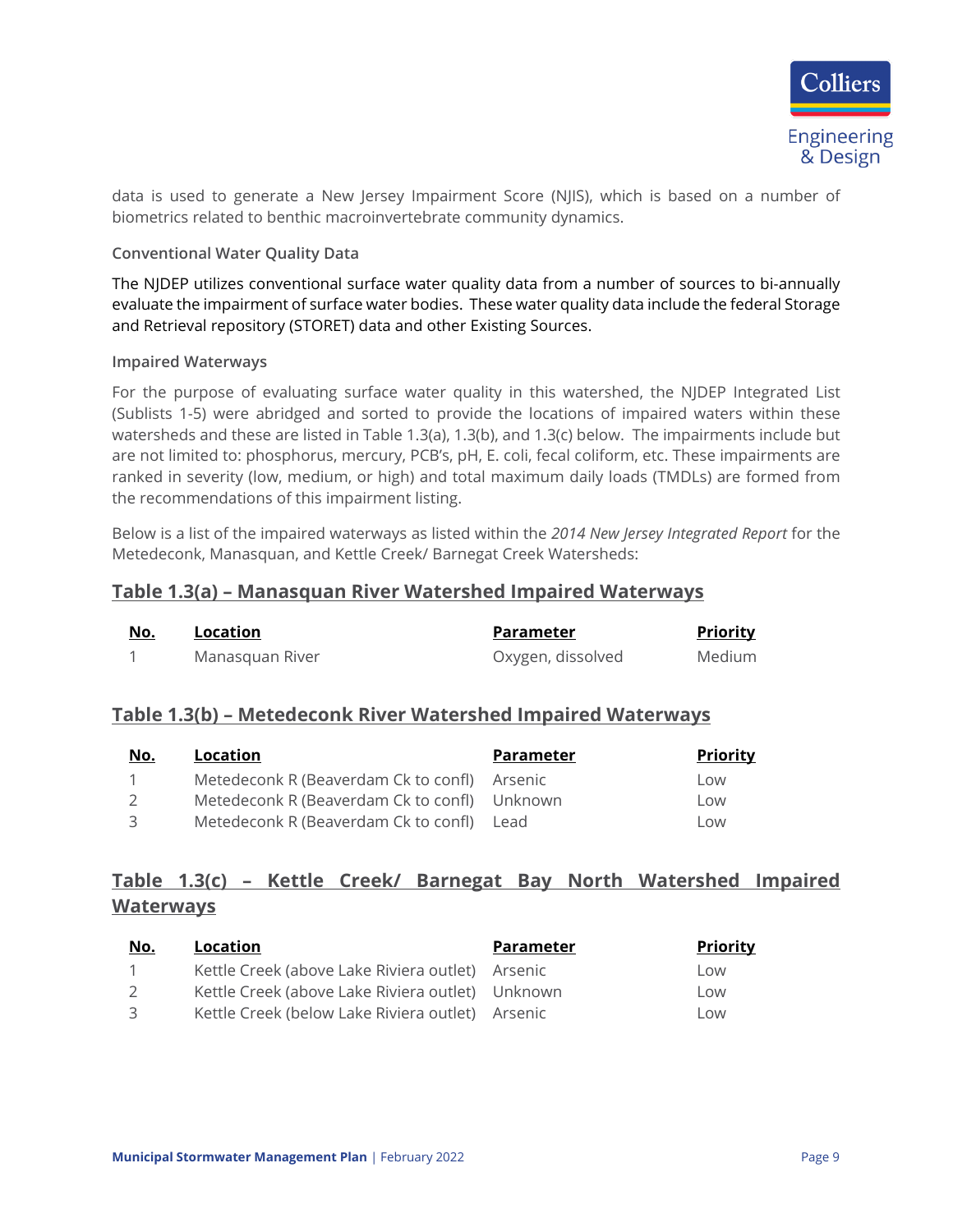data is used to generate a New Jersey Impairment Score (NJIS), which is based on a number of biometrics related to benthic macroinvertebrate community dynamics.

### Conventional Water Quality Data

The NJDEP utilizes conventional surface water quality data from a number of sources to bi-annually evaluate the impairment of surface water bodies. These water quality data include the federal Storage and Retrieval repository (STORET) data and other Existing Sources.

### Impaired Waterways

For the purpose of evaluating surface water quality in this watershed, the NJDEP Integrated List (Sublists 1-5) were abridged and sorted to provide the locations of impaired waters within these watersheds and these are listed in Table 1.3(a), 1.3(b), and 1.3(c) below. The impairments include but are not limited to: phosphorus, mercury, PCB's, pH, E. coli, fecal coliform, etc. These impairments are ranked in severity (low, medium, or high) and total maximum daily loads (TMDLs) are formed from the recommendations of this impairment listing.

Below is a list of the impaired waterways as listed within the *2014 New Jersey Integrated Report* for the Metedeconk, Manasquan, and Kettle Creek/ Barnegat Creek Watersheds:

## Table 1.3(a) – Manasquan River Watershed Impaired Waterways

| No. | Location | Parameter | Priority |
|---|---|---|---|
| 1 | Manasquan River | Oxygen, dissolved | Medium |

## Table 1.3(b) – Metedeconk River Watershed Impaired Waterways

| No. | Location | Parameter | Priority |
|---|---|---|---|
| 1 | Metedeconk R (Beaverdam Ck to confl) | Arsenic | Low |
| 2 | Metedeconk R (Beaverdam Ck to confl) | Unknown | Low |
| 3 | Metedeconk R (Beaverdam Ck to confl) | Lead | Low |

## Table 1.3(c) – Kettle Creek/ Barnegat Bay North Watershed Impaired Waterways

| No. | Location | Parameter | Priority |
|---|---|---|---|
| 1 | Kettle Creek (above Lake Riviera outlet) | Arsenic | Low |
| 2 | Kettle Creek (above Lake Riviera outlet) | Unknown | Low |
| 3 | Kettle Creek (below Lake Riviera outlet) | Arsenic | Low |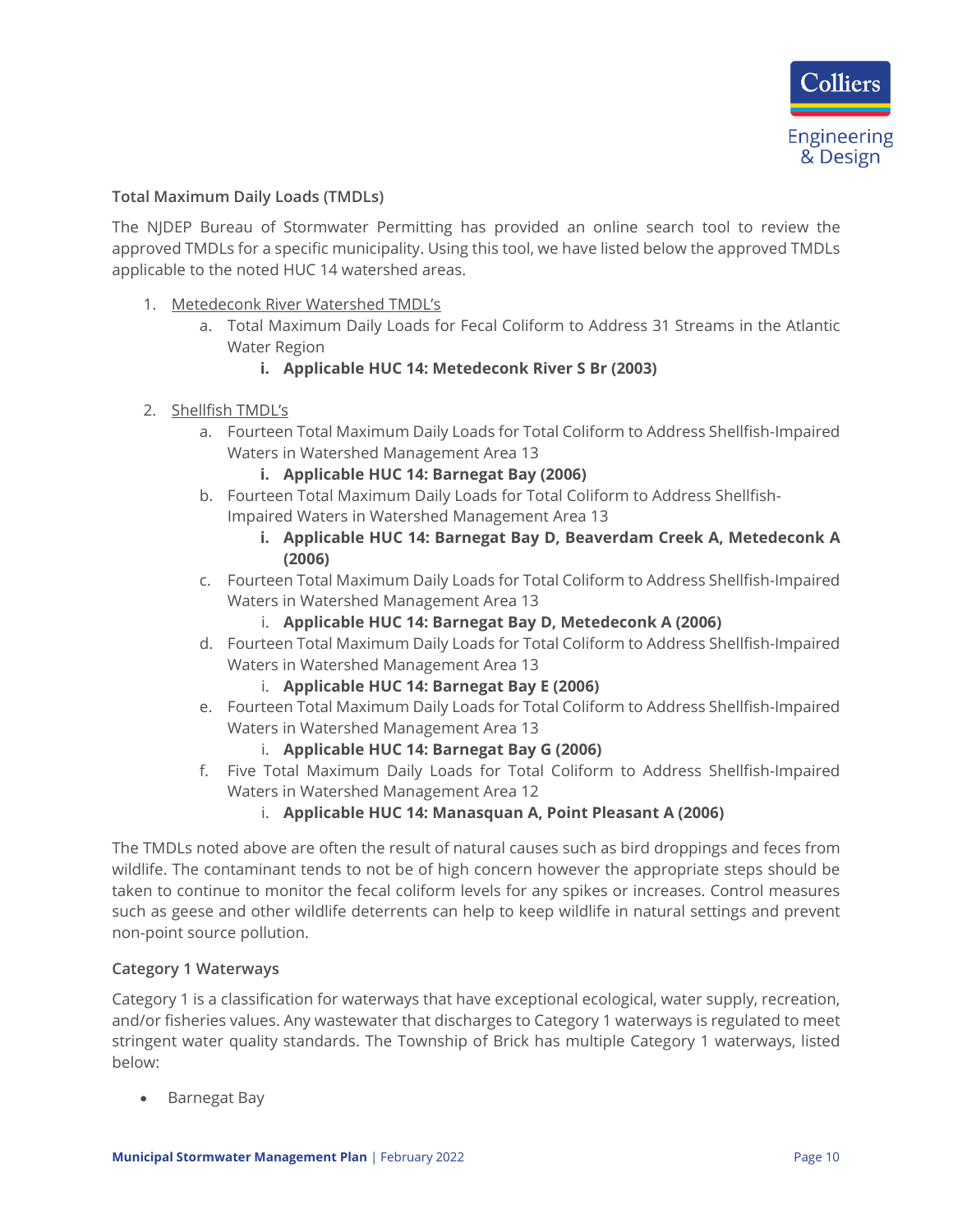### Total Maximum Daily Loads (TMDLs)

The NJDEP Bureau of Stormwater Permitting has provided an online search tool to review the approved TMDLs for a specific municipality. Using this tool, we have listed below the approved TMDLs applicable to the noted HUC 14 watershed areas.

1. Metedeconk River Watershed TMDL's
   a. Total Maximum Daily Loads for Fecal Coliform to Address 31 Streams in the Atlantic Water Region
      i. **Applicable HUC 14: Metedeconk River S Br (2003)**

2. Shellfish TMDL's
   a. Fourteen Total Maximum Daily Loads for Total Coliform to Address Shellfish-Impaired Waters in Watershed Management Area 13
      i. **Applicable HUC 14: Barnegat Bay (2006)**
   b. Fourteen Total Maximum Daily Loads for Total Coliform to Address Shellfish-Impaired Waters in Watershed Management Area 13
      i. **Applicable HUC 14: Barnegat Bay D, Beaverdam Creek A, Metedeconk A (2006)**
   c. Fourteen Total Maximum Daily Loads for Total Coliform to Address Shellfish-Impaired Waters in Watershed Management Area 13
      i. **Applicable HUC 14: Barnegat Bay D, Metedeconk A (2006)**
   d. Fourteen Total Maximum Daily Loads for Total Coliform to Address Shellfish-Impaired Waters in Watershed Management Area 13
      i. **Applicable HUC 14: Barnegat Bay E (2006)**
   e. Fourteen Total Maximum Daily Loads for Total Coliform to Address Shellfish-Impaired Waters in Watershed Management Area 13
      i. **Applicable HUC 14: Barnegat Bay G (2006)**
   f. Five Total Maximum Daily Loads for Total Coliform to Address Shellfish-Impaired Waters in Watershed Management Area 12
      i. **Applicable HUC 14: Manasquan A, Point Pleasant A (2006)**

The TMDLs noted above are often the result of natural causes such as bird droppings and feces from wildlife. The contaminant tends to not be of high concern however the appropriate steps should be taken to continue to monitor the fecal coliform levels for any spikes or increases. Control measures such as geese and other wildlife deterrents can help to keep wildlife in natural settings and prevent non-point source pollution.

### Category 1 Waterways

Category 1 is a classification for waterways that have exceptional ecological, water supply, recreation, and/or fisheries values. Any wastewater that discharges to Category 1 waterways is regulated to meet stringent water quality standards. The Township of Brick has multiple Category 1 waterways, listed below:

- Barnegat Bay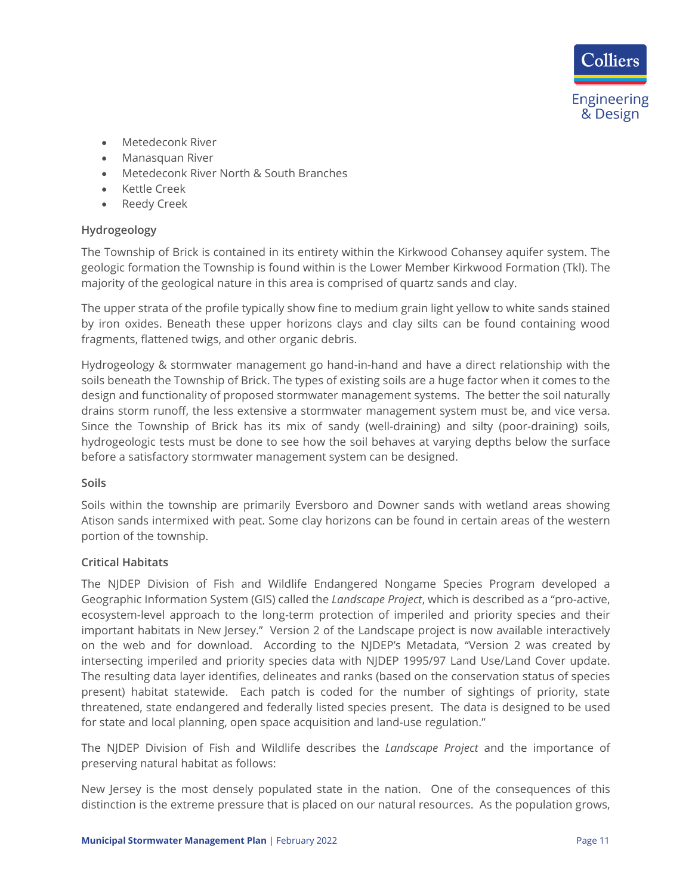- Metedeconk River
- Manasquan River
- Metedeconk River North & South Branches
- Kettle Creek
- Reedy Creek

### Hydrogeology

The Township of Brick is contained in its entirety within the Kirkwood Cohansey aquifer system. The geologic formation the Township is found within is the Lower Member Kirkwood Formation (Tkl). The majority of the geological nature in this area is comprised of quartz sands and clay.

The upper strata of the profile typically show fine to medium grain light yellow to white sands stained by iron oxides. Beneath these upper horizons clays and clay silts can be found containing wood fragments, flattened twigs, and other organic debris.

Hydrogeology & stormwater management go hand-in-hand and have a direct relationship with the soils beneath the Township of Brick. The types of existing soils are a huge factor when it comes to the design and functionality of proposed stormwater management systems. The better the soil naturally drains storm runoff, the less extensive a stormwater management system must be, and vice versa. Since the Township of Brick has its mix of sandy (well-draining) and silty (poor-draining) soils, hydrogeologic tests must be done to see how the soil behaves at varying depths below the surface before a satisfactory stormwater management system can be designed.

### Soils

Soils within the township are primarily Eversboro and Downer sands with wetland areas showing Atison sands intermixed with peat. Some clay horizons can be found in certain areas of the western portion of the township.

### Critical Habitats

The NJDEP Division of Fish and Wildlife Endangered Nongame Species Program developed a Geographic Information System (GIS) called the *Landscape Project*, which is described as a "pro-active, ecosystem-level approach to the long-term protection of imperiled and priority species and their important habitats in New Jersey." Version 2 of the Landscape project is now available interactively on the web and for download. According to the NJDEP's Metadata, "Version 2 was created by intersecting imperiled and priority species data with NJDEP 1995/97 Land Use/Land Cover update. The resulting data layer identifies, delineates and ranks (based on the conservation status of species present) habitat statewide. Each patch is coded for the number of sightings of priority, state threatened, state endangered and federally listed species present. The data is designed to be used for state and local planning, open space acquisition and land-use regulation."

The NJDEP Division of Fish and Wildlife describes the *Landscape Project* and the importance of preserving natural habitat as follows:

New Jersey is the most densely populated state in the nation. One of the consequences of this distinction is the extreme pressure that is placed on our natural resources. As the population grows,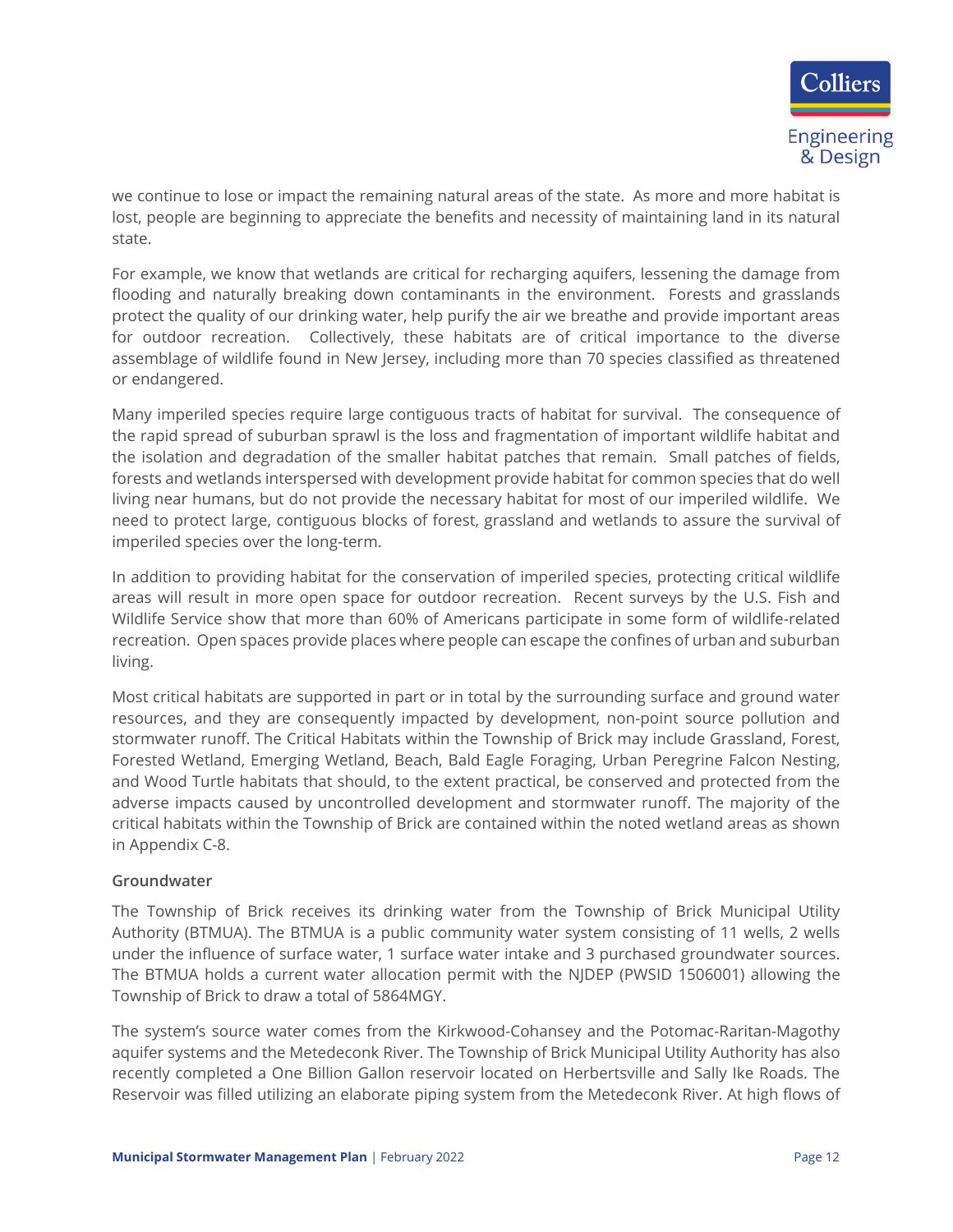we continue to lose or impact the remaining natural areas of the state. As more and more habitat is lost, people are beginning to appreciate the benefits and necessity of maintaining land in its natural state.

For example, we know that wetlands are critical for recharging aquifers, lessening the damage from flooding and naturally breaking down contaminants in the environment. Forests and grasslands protect the quality of our drinking water, help purify the air we breathe and provide important areas for outdoor recreation. Collectively, these habitats are of critical importance to the diverse assemblage of wildlife found in New Jersey, including more than 70 species classified as threatened or endangered.

Many imperiled species require large contiguous tracts of habitat for survival. The consequence of the rapid spread of suburban sprawl is the loss and fragmentation of important wildlife habitat and the isolation and degradation of the smaller habitat patches that remain. Small patches of fields, forests and wetlands interspersed with development provide habitat for common species that do well living near humans, but do not provide the necessary habitat for most of our imperiled wildlife. We need to protect large, contiguous blocks of forest, grassland and wetlands to assure the survival of imperiled species over the long-term.

In addition to providing habitat for the conservation of imperiled species, protecting critical wildlife areas will result in more open space for outdoor recreation. Recent surveys by the U.S. Fish and Wildlife Service show that more than 60% of Americans participate in some form of wildlife-related recreation. Open spaces provide places where people can escape the confines of urban and suburban living.

Most critical habitats are supported in part or in total by the surrounding surface and ground water resources, and they are consequently impacted by development, non-point source pollution and stormwater runoff. The Critical Habitats within the Township of Brick may include Grassland, Forest, Forested Wetland, Emerging Wetland, Beach, Bald Eagle Foraging, Urban Peregrine Falcon Nesting, and Wood Turtle habitats that should, to the extent practical, be conserved and protected from the adverse impacts caused by uncontrolled development and stormwater runoff. The majority of the critical habitats within the Township of Brick are contained within the noted wetland areas as shown in Appendix C-8.

### Groundwater

The Township of Brick receives its drinking water from the Township of Brick Municipal Utility Authority (BTMUA). The BTMUA is a public community water system consisting of 11 wells, 2 wells under the influence of surface water, 1 surface water intake and 3 purchased groundwater sources. The BTMUA holds a current water allocation permit with the NJDEP (PWSID 1506001) allowing the Township of Brick to draw a total of 5864MGY.

The system's source water comes from the Kirkwood-Cohansey and the Potomac-Raritan-Magothy aquifer systems and the Metedeconk River. The Township of Brick Municipal Utility Authority has also recently completed a One Billion Gallon reservoir located on Herbertsville and Sally Ike Roads. The Reservoir was filled utilizing an elaborate piping system from the Metedeconk River. At high flows of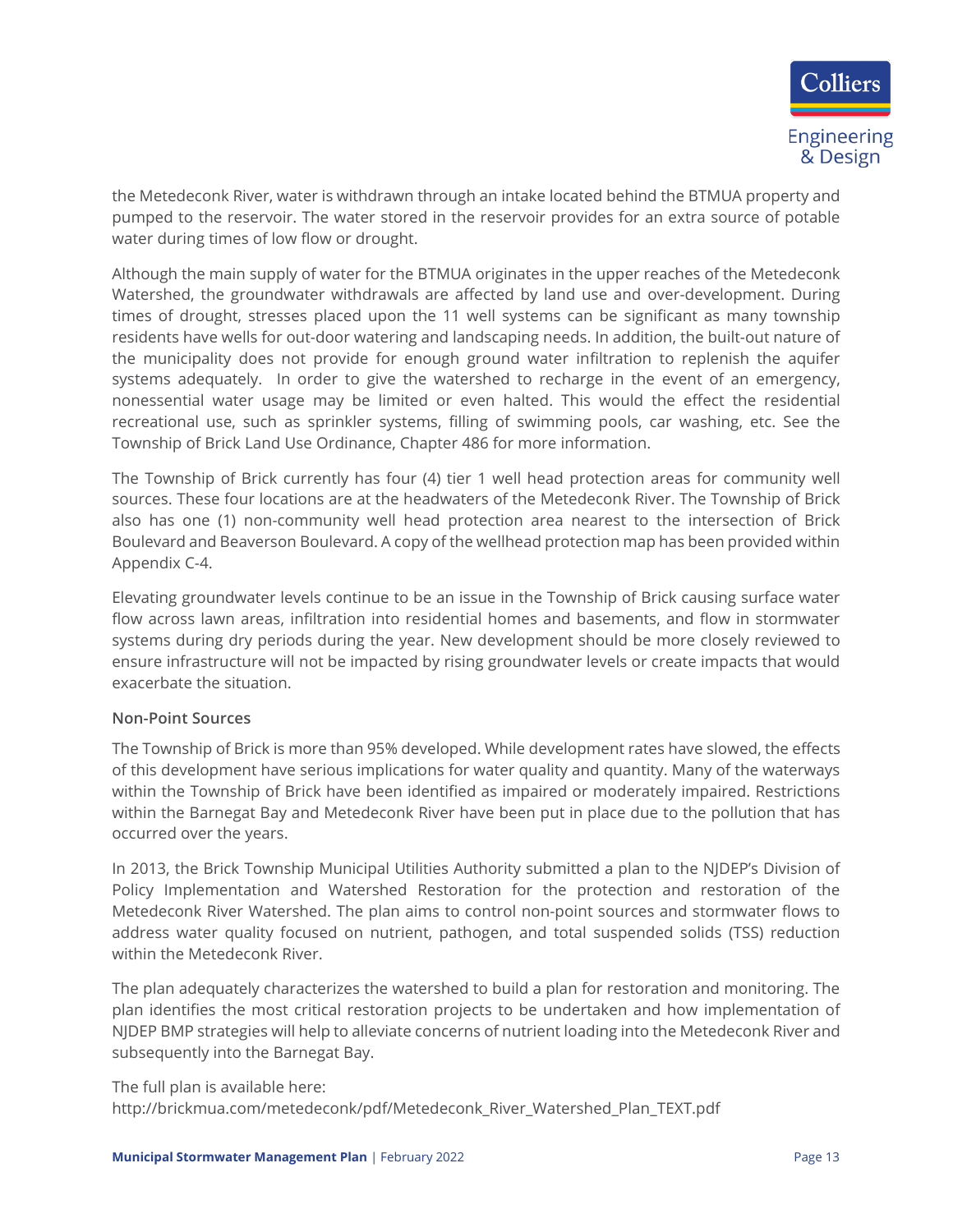the Metedeconk River, water is withdrawn through an intake located behind the BTMUA property and pumped to the reservoir. The water stored in the reservoir provides for an extra source of potable water during times of low flow or drought.

Although the main supply of water for the BTMUA originates in the upper reaches of the Metedeconk Watershed, the groundwater withdrawals are affected by land use and over-development. During times of drought, stresses placed upon the 11 well systems can be significant as many township residents have wells for out-door watering and landscaping needs. In addition, the built-out nature of the municipality does not provide for enough ground water infiltration to replenish the aquifer systems adequately. In order to give the watershed to recharge in the event of an emergency, nonessential water usage may be limited or even halted. This would the effect the residential recreational use, such as sprinkler systems, filling of swimming pools, car washing, etc. See the Township of Brick Land Use Ordinance, Chapter 486 for more information.

The Township of Brick currently has four (4) tier 1 well head protection areas for community well sources. These four locations are at the headwaters of the Metedeconk River. The Township of Brick also has one (1) non-community well head protection area nearest to the intersection of Brick Boulevard and Beaverson Boulevard. A copy of the wellhead protection map has been provided within Appendix C-4.

Elevating groundwater levels continue to be an issue in the Township of Brick causing surface water flow across lawn areas, infiltration into residential homes and basements, and flow in stormwater systems during dry periods during the year. New development should be more closely reviewed to ensure infrastructure will not be impacted by rising groundwater levels or create impacts that would exacerbate the situation.

### Non-Point Sources

The Township of Brick is more than 95% developed. While development rates have slowed, the effects of this development have serious implications for water quality and quantity. Many of the waterways within the Township of Brick have been identified as impaired or moderately impaired. Restrictions within the Barnegat Bay and Metedeconk River have been put in place due to the pollution that has occurred over the years.

In 2013, the Brick Township Municipal Utilities Authority submitted a plan to the NJDEP's Division of Policy Implementation and Watershed Restoration for the protection and restoration of the Metedeconk River Watershed. The plan aims to control non-point sources and stormwater flows to address water quality focused on nutrient, pathogen, and total suspended solids (TSS) reduction within the Metedeconk River.

The plan adequately characterizes the watershed to build a plan for restoration and monitoring. The plan identifies the most critical restoration projects to be undertaken and how implementation of NJDEP BMP strategies will help to alleviate concerns of nutrient loading into the Metedeconk River and subsequently into the Barnegat Bay.

The full plan is available here:
http://brickmua.com/metedeconk/pdf/Metedeconk_River_Watershed_Plan_TEXT.pdf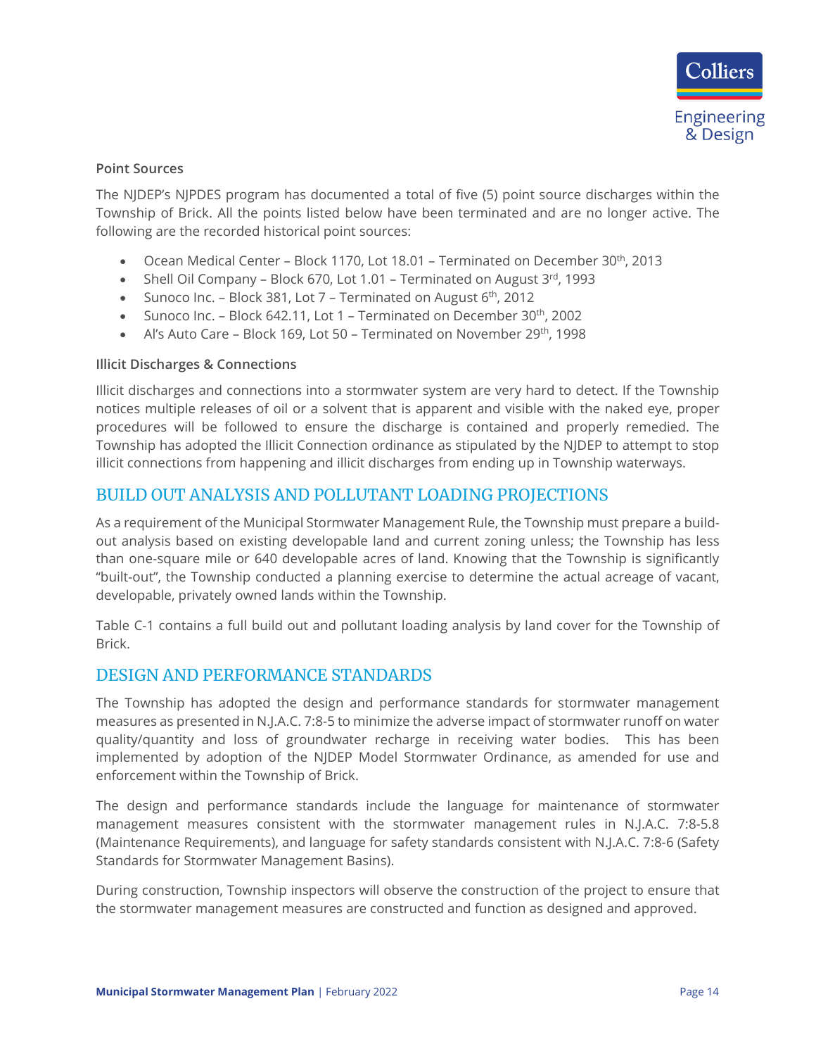### Point Sources

The NJDEP's NJPDES program has documented a total of five (5) point source discharges within the Township of Brick. All the points listed below have been terminated and are no longer active. The following are the recorded historical point sources:

- Ocean Medical Center – Block 1170, Lot 18.01 – Terminated on December 30th, 2013
- Shell Oil Company – Block 670, Lot 1.01 – Terminated on August 3rd, 1993
- Sunoco Inc. – Block 381, Lot 7 – Terminated on August 6th, 2012
- Sunoco Inc. – Block 642.11, Lot 1 – Terminated on December 30th, 2002
- Al's Auto Care – Block 169, Lot 50 – Terminated on November 29th, 1998

### Illicit Discharges & Connections

Illicit discharges and connections into a stormwater system are very hard to detect. If the Township notices multiple releases of oil or a solvent that is apparent and visible with the naked eye, proper procedures will be followed to ensure the discharge is contained and properly remedied. The Township has adopted the Illicit Connection ordinance as stipulated by the NJDEP to attempt to stop illicit connections from happening and illicit discharges from ending up in Township waterways.

## BUILD OUT ANALYSIS AND POLLUTANT LOADING PROJECTIONS

As a requirement of the Municipal Stormwater Management Rule, the Township must prepare a build-out analysis based on existing developable land and current zoning unless; the Township has less than one-square mile or 640 developable acres of land. Knowing that the Township is significantly "built-out", the Township conducted a planning exercise to determine the actual acreage of vacant, developable, privately owned lands within the Township.

Table C-1 contains a full build out and pollutant loading analysis by land cover for the Township of Brick.

## DESIGN AND PERFORMANCE STANDARDS

The Township has adopted the design and performance standards for stormwater management measures as presented in N.J.A.C. 7:8-5 to minimize the adverse impact of stormwater runoff on water quality/quantity and loss of groundwater recharge in receiving water bodies. This has been implemented by adoption of the NJDEP Model Stormwater Ordinance, as amended for use and enforcement within the Township of Brick.

The design and performance standards include the language for maintenance of stormwater management measures consistent with the stormwater management rules in N.J.A.C. 7:8-5.8 (Maintenance Requirements), and language for safety standards consistent with N.J.A.C. 7:8-6 (Safety Standards for Stormwater Management Basins).

During construction, Township inspectors will observe the construction of the project to ensure that the stormwater management measures are constructed and function as designed and approved.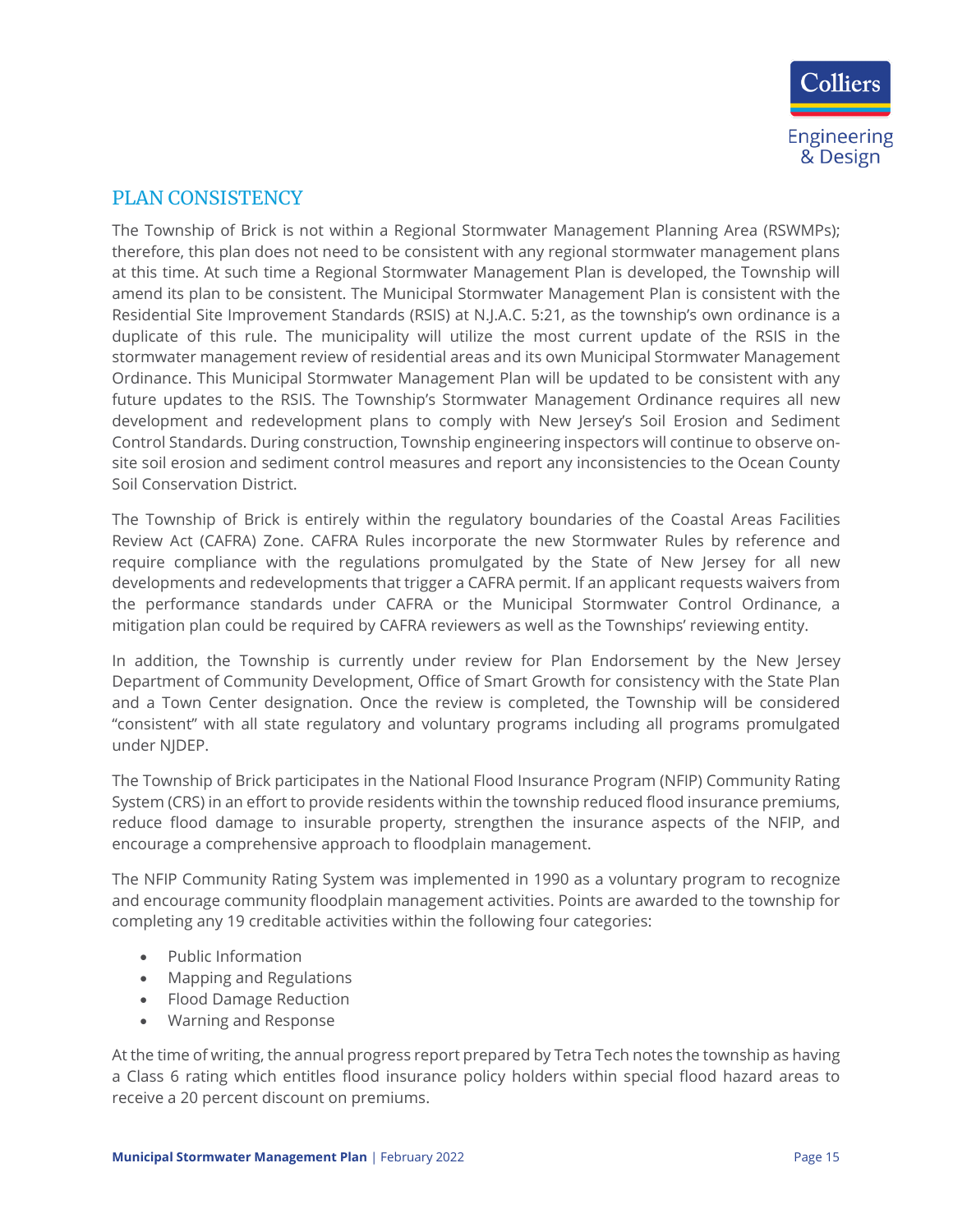## PLAN CONSISTENCY

The Township of Brick is not within a Regional Stormwater Management Planning Area (RSWMPs); therefore, this plan does not need to be consistent with any regional stormwater management plans at this time. At such time a Regional Stormwater Management Plan is developed, the Township will amend its plan to be consistent. The Municipal Stormwater Management Plan is consistent with the Residential Site Improvement Standards (RSIS) at N.J.A.C. 5:21, as the township's own ordinance is a duplicate of this rule. The municipality will utilize the most current update of the RSIS in the stormwater management review of residential areas and its own Municipal Stormwater Management Ordinance. This Municipal Stormwater Management Plan will be updated to be consistent with any future updates to the RSIS. The Township's Stormwater Management Ordinance requires all new development and redevelopment plans to comply with New Jersey's Soil Erosion and Sediment Control Standards. During construction, Township engineering inspectors will continue to observe on-site soil erosion and sediment control measures and report any inconsistencies to the Ocean County Soil Conservation District.

The Township of Brick is entirely within the regulatory boundaries of the Coastal Areas Facilities Review Act (CAFRA) Zone. CAFRA Rules incorporate the new Stormwater Rules by reference and require compliance with the regulations promulgated by the State of New Jersey for all new developments and redevelopments that trigger a CAFRA permit. If an applicant requests waivers from the performance standards under CAFRA or the Municipal Stormwater Control Ordinance, a mitigation plan could be required by CAFRA reviewers as well as the Townships' reviewing entity.

In addition, the Township is currently under review for Plan Endorsement by the New Jersey Department of Community Development, Office of Smart Growth for consistency with the State Plan and a Town Center designation. Once the review is completed, the Township will be considered "consistent" with all state regulatory and voluntary programs including all programs promulgated under NJDEP.

The Township of Brick participates in the National Flood Insurance Program (NFIP) Community Rating System (CRS) in an effort to provide residents within the township reduced flood insurance premiums, reduce flood damage to insurable property, strengthen the insurance aspects of the NFIP, and encourage a comprehensive approach to floodplain management.

The NFIP Community Rating System was implemented in 1990 as a voluntary program to recognize and encourage community floodplain management activities. Points are awarded to the township for completing any 19 creditable activities within the following four categories:

- Public Information
- Mapping and Regulations
- Flood Damage Reduction
- Warning and Response

At the time of writing, the annual progress report prepared by Tetra Tech notes the township as having a Class 6 rating which entitles flood insurance policy holders within special flood hazard areas to receive a 20 percent discount on premiums.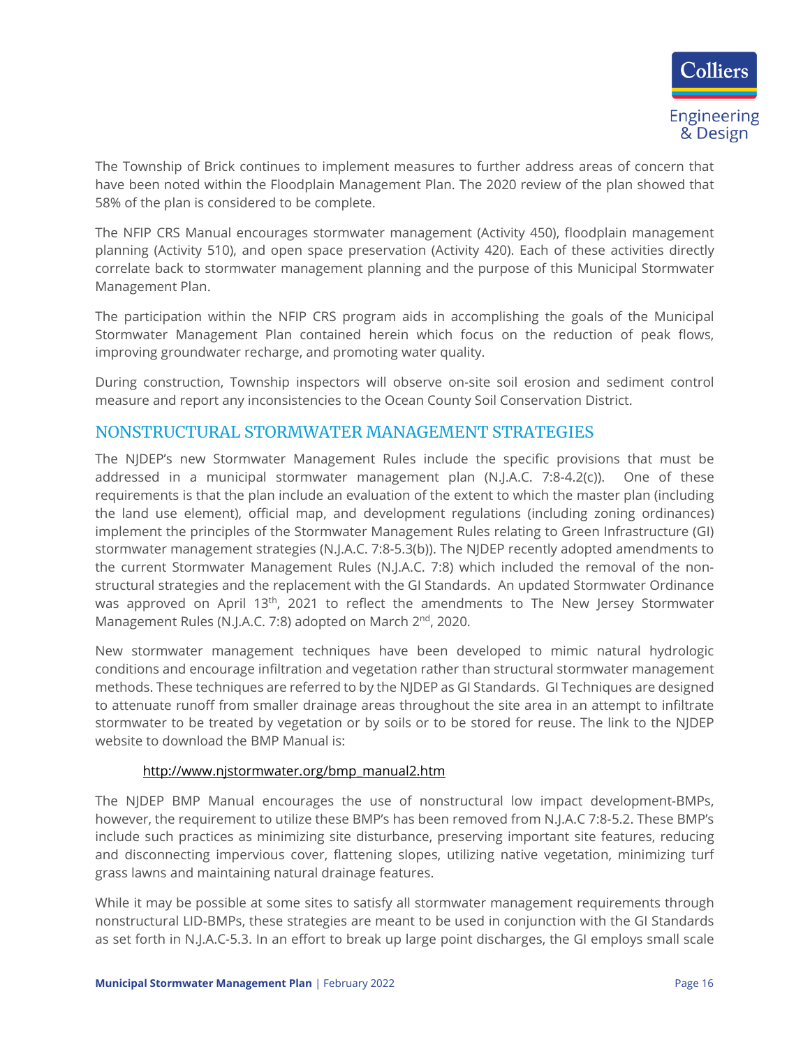The Township of Brick continues to implement measures to further address areas of concern that have been noted within the Floodplain Management Plan. The 2020 review of the plan showed that 58% of the plan is considered to be complete.

The NFIP CRS Manual encourages stormwater management (Activity 450), floodplain management planning (Activity 510), and open space preservation (Activity 420). Each of these activities directly correlate back to stormwater management planning and the purpose of this Municipal Stormwater Management Plan.

The participation within the NFIP CRS program aids in accomplishing the goals of the Municipal Stormwater Management Plan contained herein which focus on the reduction of peak flows, improving groundwater recharge, and promoting water quality.

During construction, Township inspectors will observe on-site soil erosion and sediment control measure and report any inconsistencies to the Ocean County Soil Conservation District.

## NONSTRUCTURAL STORMWATER MANAGEMENT STRATEGIES

The NJDEP's new Stormwater Management Rules include the specific provisions that must be addressed in a municipal stormwater management plan (N.J.A.C. 7:8-4.2(c)). One of these requirements is that the plan include an evaluation of the extent to which the master plan (including the land use element), official map, and development regulations (including zoning ordinances) implement the principles of the Stormwater Management Rules relating to Green Infrastructure (GI) stormwater management strategies (N.J.A.C. 7:8-5.3(b)). The NJDEP recently adopted amendments to the current Stormwater Management Rules (N.J.A.C. 7:8) which included the removal of the non-structural strategies and the replacement with the GI Standards. An updated Stormwater Ordinance was approved on April 13th, 2021 to reflect the amendments to The New Jersey Stormwater Management Rules (N.J.A.C. 7:8) adopted on March 2nd, 2020.

New stormwater management techniques have been developed to mimic natural hydrologic conditions and encourage infiltration and vegetation rather than structural stormwater management methods. These techniques are referred to by the NJDEP as GI Standards. GI Techniques are designed to attenuate runoff from smaller drainage areas throughout the site area in an attempt to infiltrate stormwater to be treated by vegetation or by soils or to be stored for reuse. The link to the NJDEP website to download the BMP Manual is:

http://www.njstormwater.org/bmp_manual2.htm

The NJDEP BMP Manual encourages the use of nonstructural low impact development-BMPs, however, the requirement to utilize these BMP's has been removed from N.J.A.C 7:8-5.2. These BMP's include such practices as minimizing site disturbance, preserving important site features, reducing and disconnecting impervious cover, flattening slopes, utilizing native vegetation, minimizing turf grass lawns and maintaining natural drainage features.

While it may be possible at some sites to satisfy all stormwater management requirements through nonstructural LID-BMPs, these strategies are meant to be used in conjunction with the GI Standards as set forth in N.J.A.C-5.3. In an effort to break up large point discharges, the GI employs small scale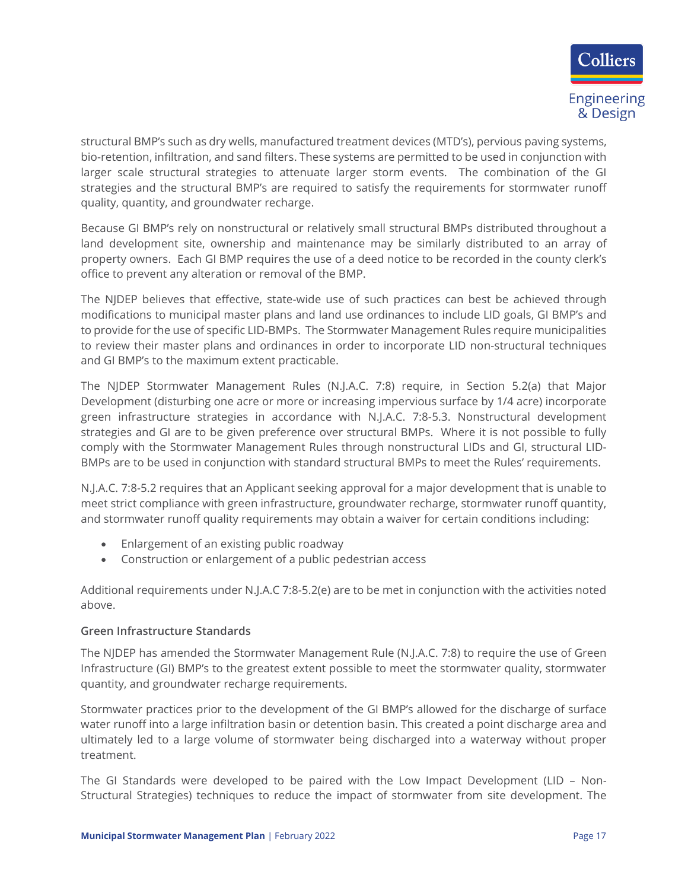structural BMP's such as dry wells, manufactured treatment devices (MTD's), pervious paving systems, bio-retention, infiltration, and sand filters. These systems are permitted to be used in conjunction with larger scale structural strategies to attenuate larger storm events. The combination of the GI strategies and the structural BMP's are required to satisfy the requirements for stormwater runoff quality, quantity, and groundwater recharge.

Because GI BMP's rely on nonstructural or relatively small structural BMPs distributed throughout a land development site, ownership and maintenance may be similarly distributed to an array of property owners. Each GI BMP requires the use of a deed notice to be recorded in the county clerk's office to prevent any alteration or removal of the BMP.

The NJDEP believes that effective, state-wide use of such practices can best be achieved through modifications to municipal master plans and land use ordinances to include LID goals, GI BMP's and to provide for the use of specific LID-BMPs. The Stormwater Management Rules require municipalities to review their master plans and ordinances in order to incorporate LID non-structural techniques and GI BMP's to the maximum extent practicable.

The NJDEP Stormwater Management Rules (N.J.A.C. 7:8) require, in Section 5.2(a) that Major Development (disturbing one acre or more or increasing impervious surface by 1/4 acre) incorporate green infrastructure strategies in accordance with N.J.A.C. 7:8-5.3. Nonstructural development strategies and GI are to be given preference over structural BMPs. Where it is not possible to fully comply with the Stormwater Management Rules through nonstructural LIDs and GI, structural LID-BMPs are to be used in conjunction with standard structural BMPs to meet the Rules' requirements.

N.J.A.C. 7:8-5.2 requires that an Applicant seeking approval for a major development that is unable to meet strict compliance with green infrastructure, groundwater recharge, stormwater runoff quantity, and stormwater runoff quality requirements may obtain a waiver for certain conditions including:

- Enlargement of an existing public roadway
- Construction or enlargement of a public pedestrian access

Additional requirements under N.J.A.C 7:8-5.2(e) are to be met in conjunction with the activities noted above.

**Green Infrastructure Standards**

The NJDEP has amended the Stormwater Management Rule (N.J.A.C. 7:8) to require the use of Green Infrastructure (GI) BMP's to the greatest extent possible to meet the stormwater quality, stormwater quantity, and groundwater recharge requirements.

Stormwater practices prior to the development of the GI BMP's allowed for the discharge of surface water runoff into a large infiltration basin or detention basin. This created a point discharge area and ultimately led to a large volume of stormwater being discharged into a waterway without proper treatment.

The GI Standards were developed to be paired with the Low Impact Development (LID – Non-Structural Strategies) techniques to reduce the impact of stormwater from site development. The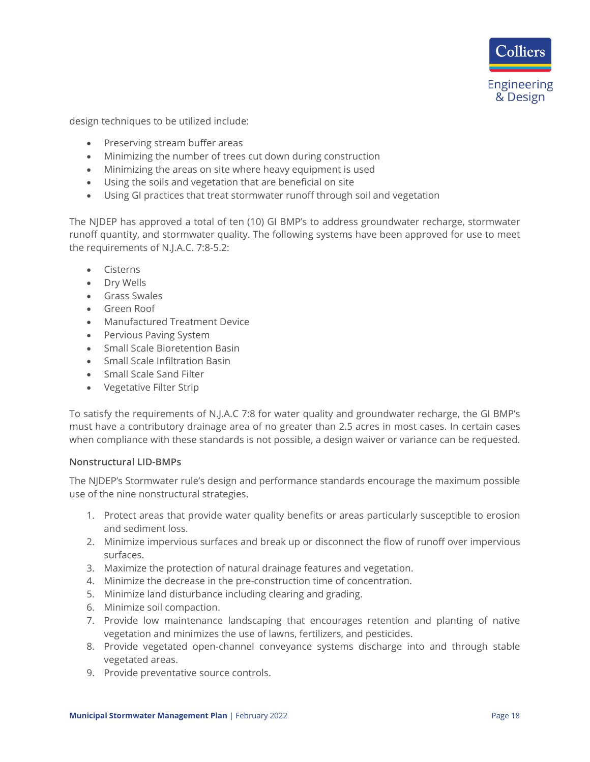design techniques to be utilized include:

- Preserving stream buffer areas
- Minimizing the number of trees cut down during construction
- Minimizing the areas on site where heavy equipment is used
- Using the soils and vegetation that are beneficial on site
- Using GI practices that treat stormwater runoff through soil and vegetation

The NJDEP has approved a total of ten (10) GI BMP's to address groundwater recharge, stormwater runoff quantity, and stormwater quality. The following systems have been approved for use to meet the requirements of N.J.A.C. 7:8-5.2:

- Cisterns
- Dry Wells
- Grass Swales
- Green Roof
- Manufactured Treatment Device
- Pervious Paving System
- Small Scale Bioretention Basin
- Small Scale Infiltration Basin
- Small Scale Sand Filter
- Vegetative Filter Strip

To satisfy the requirements of N.J.A.C 7:8 for water quality and groundwater recharge, the GI BMP's must have a contributory drainage area of no greater than 2.5 acres in most cases. In certain cases when compliance with these standards is not possible, a design waiver or variance can be requested.

**Nonstructural LID-BMPs**

The NJDEP's Stormwater rule's design and performance standards encourage the maximum possible use of the nine nonstructural strategies.

1. Protect areas that provide water quality benefits or areas particularly susceptible to erosion and sediment loss.
2. Minimize impervious surfaces and break up or disconnect the flow of runoff over impervious surfaces.
3. Maximize the protection of natural drainage features and vegetation.
4. Minimize the decrease in the pre-construction time of concentration.
5. Minimize land disturbance including clearing and grading.
6. Minimize soil compaction.
7. Provide low maintenance landscaping that encourages retention and planting of native vegetation and minimizes the use of lawns, fertilizers, and pesticides.
8. Provide vegetated open-channel conveyance systems discharge into and through stable vegetated areas.
9. Provide preventative source controls.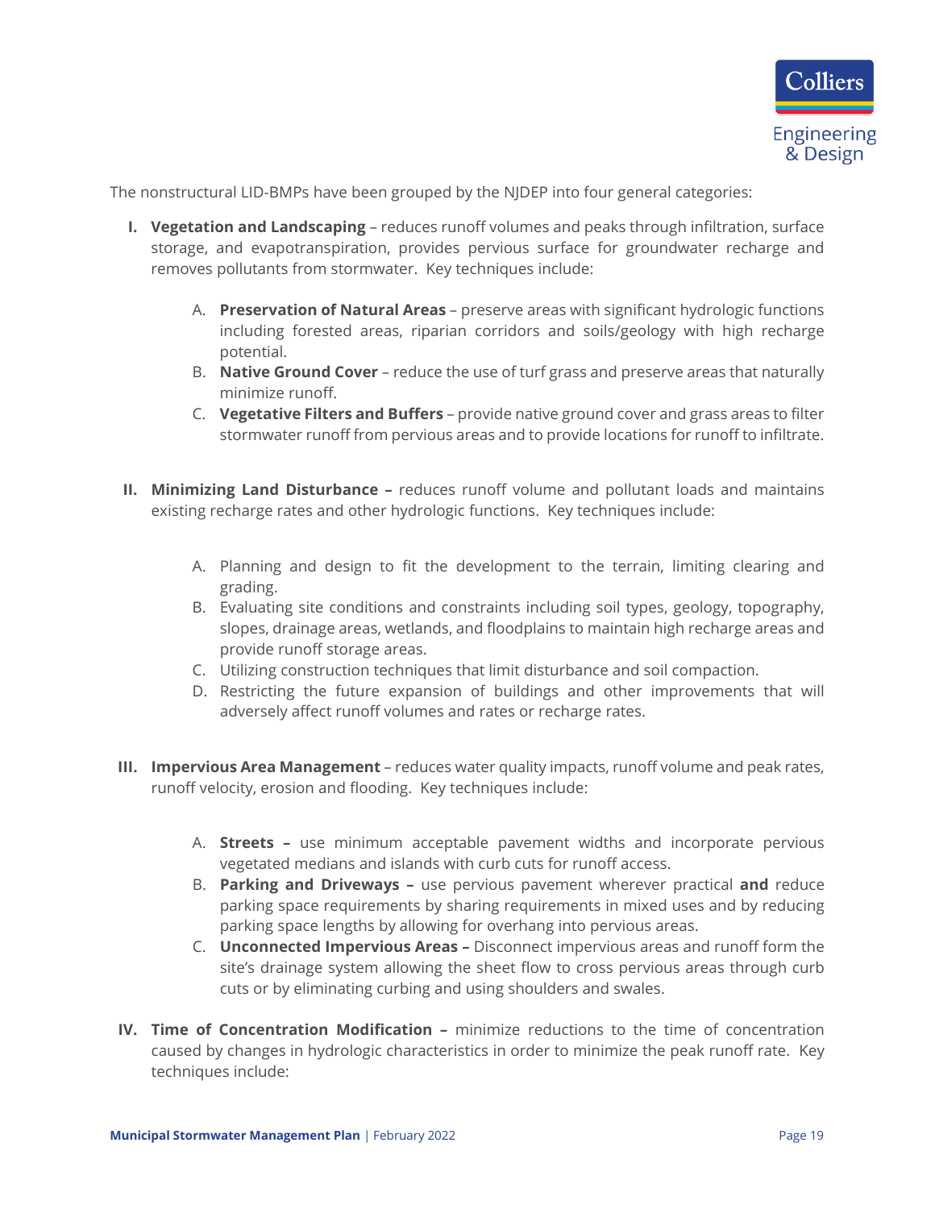The nonstructural LID-BMPs have been grouped by the NJDEP into four general categories:

I. **Vegetation and Landscaping** – reduces runoff volumes and peaks through infiltration, surface storage, and evapotranspiration, provides pervious surface for groundwater recharge and removes pollutants from stormwater. Key techniques include:

   A. **Preservation of Natural Areas** – preserve areas with significant hydrologic functions including forested areas, riparian corridors and soils/geology with high recharge potential.
   B. **Native Ground Cover** – reduce the use of turf grass and preserve areas that naturally minimize runoff.
   C. **Vegetative Filters and Buffers** – provide native ground cover and grass areas to filter stormwater runoff from pervious areas and to provide locations for runoff to infiltrate.

II. **Minimizing Land Disturbance –** reduces runoff volume and pollutant loads and maintains existing recharge rates and other hydrologic functions. Key techniques include:

   A. Planning and design to fit the development to the terrain, limiting clearing and grading.
   B. Evaluating site conditions and constraints including soil types, geology, topography, slopes, drainage areas, wetlands, and floodplains to maintain high recharge areas and provide runoff storage areas.
   C. Utilizing construction techniques that limit disturbance and soil compaction.
   D. Restricting the future expansion of buildings and other improvements that will adversely affect runoff volumes and rates or recharge rates.

III. **Impervious Area Management** – reduces water quality impacts, runoff volume and peak rates, runoff velocity, erosion and flooding. Key techniques include:

   A. **Streets –** use minimum acceptable pavement widths and incorporate pervious vegetated medians and islands with curb cuts for runoff access.
   B. **Parking and Driveways –** use pervious pavement wherever practical **and** reduce parking space requirements by sharing requirements in mixed uses and by reducing parking space lengths by allowing for overhang into pervious areas.
   C. **Unconnected Impervious Areas –** Disconnect impervious areas and runoff form the site's drainage system allowing the sheet flow to cross pervious areas through curb cuts or by eliminating curbing and using shoulders and swales.

IV. **Time of Concentration Modification –** minimize reductions to the time of concentration caused by changes in hydrologic characteristics in order to minimize the peak runoff rate. Key techniques include: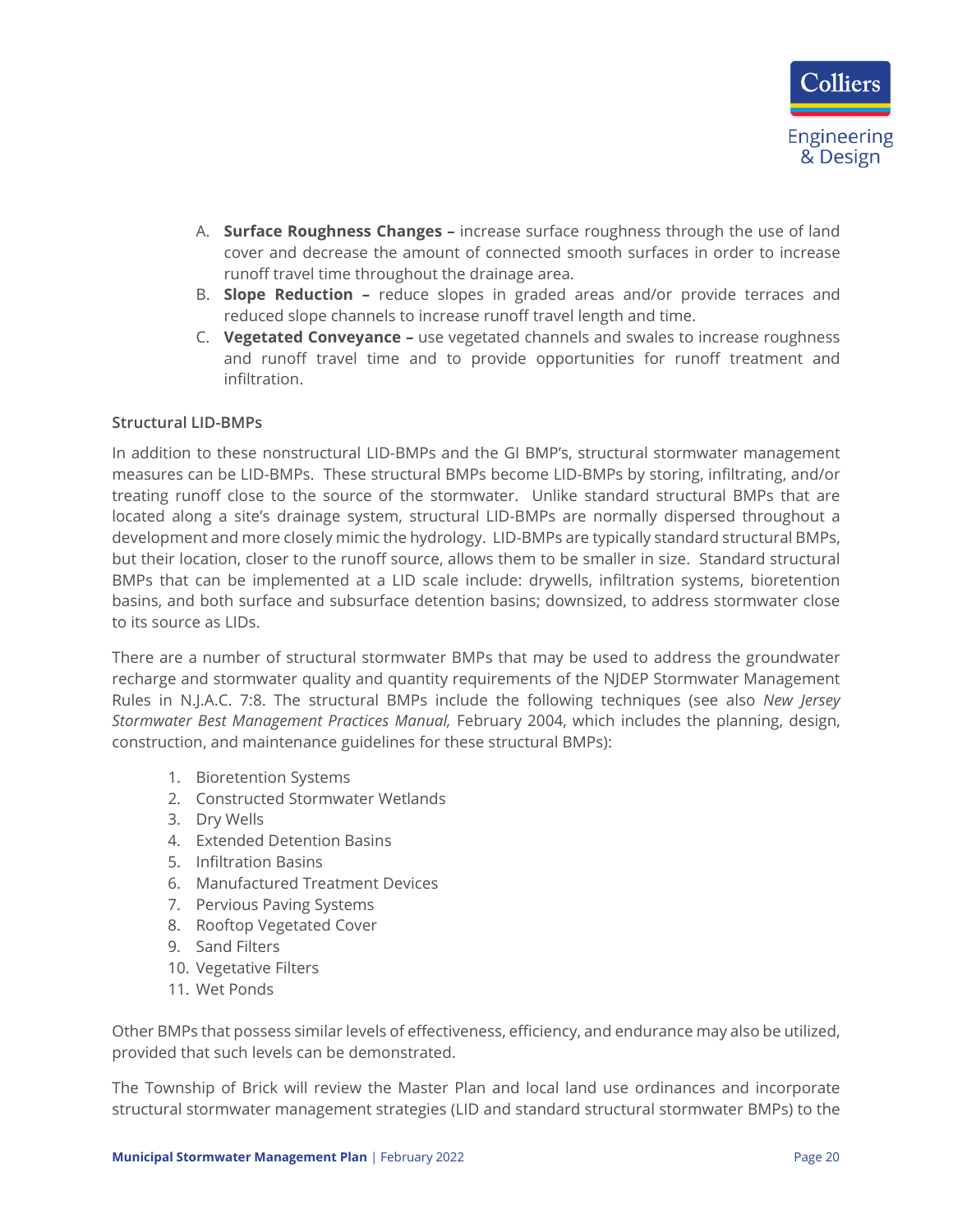A. **Surface Roughness Changes –** increase surface roughness through the use of land cover and decrease the amount of connected smooth surfaces in order to increase runoff travel time throughout the drainage area.
B. **Slope Reduction –** reduce slopes in graded areas and/or provide terraces and reduced slope channels to increase runoff travel length and time.
C. **Vegetated Conveyance –** use vegetated channels and swales to increase roughness and runoff travel time and to provide opportunities for runoff treatment and infiltration.

**Structural LID-BMPs**

In addition to these nonstructural LID-BMPs and the GI BMP's, structural stormwater management measures can be LID-BMPs. These structural BMPs become LID-BMPs by storing, infiltrating, and/or treating runoff close to the source of the stormwater. Unlike standard structural BMPs that are located along a site's drainage system, structural LID-BMPs are normally dispersed throughout a development and more closely mimic the hydrology. LID-BMPs are typically standard structural BMPs, but their location, closer to the runoff source, allows them to be smaller in size. Standard structural BMPs that can be implemented at a LID scale include: drywells, infiltration systems, bioretention basins, and both surface and subsurface detention basins; downsized, to address stormwater close to its source as LIDs.

There are a number of structural stormwater BMPs that may be used to address the groundwater recharge and stormwater quality and quantity requirements of the NJDEP Stormwater Management Rules in N.J.A.C. 7:8. The structural BMPs include the following techniques (see also *New Jersey Stormwater Best Management Practices Manual,* February 2004, which includes the planning, design, construction, and maintenance guidelines for these structural BMPs):

1. Bioretention Systems
2. Constructed Stormwater Wetlands
3. Dry Wells
4. Extended Detention Basins
5. Infiltration Basins
6. Manufactured Treatment Devices
7. Pervious Paving Systems
8. Rooftop Vegetated Cover
9. Sand Filters
10. Vegetative Filters
11. Wet Ponds

Other BMPs that possess similar levels of effectiveness, efficiency, and endurance may also be utilized, provided that such levels can be demonstrated.

The Township of Brick will review the Master Plan and local land use ordinances and incorporate structural stormwater management strategies (LID and standard structural stormwater BMPs) to the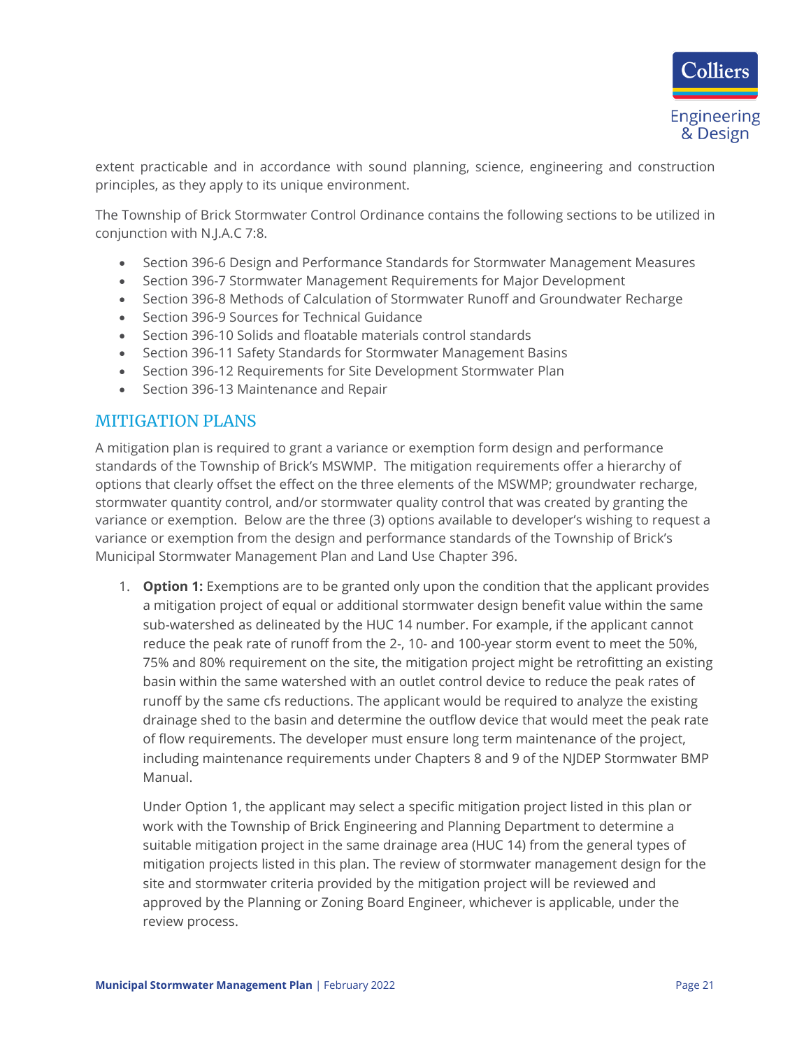extent practicable and in accordance with sound planning, science, engineering and construction principles, as they apply to its unique environment.

The Township of Brick Stormwater Control Ordinance contains the following sections to be utilized in conjunction with N.J.A.C 7:8.

- Section 396-6 Design and Performance Standards for Stormwater Management Measures
- Section 396-7 Stormwater Management Requirements for Major Development
- Section 396-8 Methods of Calculation of Stormwater Runoff and Groundwater Recharge
- Section 396-9 Sources for Technical Guidance
- Section 396-10 Solids and floatable materials control standards
- Section 396-11 Safety Standards for Stormwater Management Basins
- Section 396-12 Requirements for Site Development Stormwater Plan
- Section 396-13 Maintenance and Repair

## MITIGATION PLANS

A mitigation plan is required to grant a variance or exemption form design and performance standards of the Township of Brick's MSWMP. The mitigation requirements offer a hierarchy of options that clearly offset the effect on the three elements of the MSWMP; groundwater recharge, stormwater quantity control, and/or stormwater quality control that was created by granting the variance or exemption. Below are the three (3) options available to developer's wishing to request a variance or exemption from the design and performance standards of the Township of Brick's Municipal Stormwater Management Plan and Land Use Chapter 396.

1. **Option 1:** Exemptions are to be granted only upon the condition that the applicant provides a mitigation project of equal or additional stormwater design benefit value within the same sub-watershed as delineated by the HUC 14 number. For example, if the applicant cannot reduce the peak rate of runoff from the 2-, 10- and 100-year storm event to meet the 50%, 75% and 80% requirement on the site, the mitigation project might be retrofitting an existing basin within the same watershed with an outlet control device to reduce the peak rates of runoff by the same cfs reductions. The applicant would be required to analyze the existing drainage shed to the basin and determine the outflow device that would meet the peak rate of flow requirements. The developer must ensure long term maintenance of the project, including maintenance requirements under Chapters 8 and 9 of the NJDEP Stormwater BMP Manual.

   Under Option 1, the applicant may select a specific mitigation project listed in this plan or work with the Township of Brick Engineering and Planning Department to determine a suitable mitigation project in the same drainage area (HUC 14) from the general types of mitigation projects listed in this plan. The review of stormwater management design for the site and stormwater criteria provided by the mitigation project will be reviewed and approved by the Planning or Zoning Board Engineer, whichever is applicable, under the review process.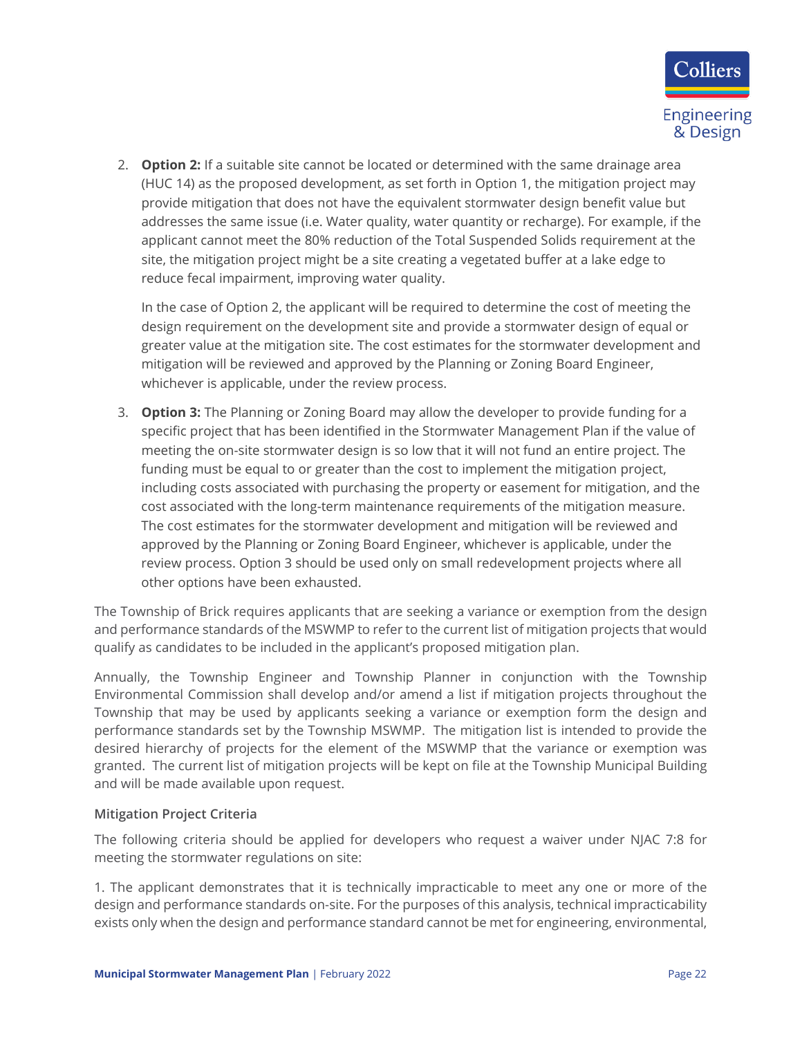2. **Option 2:** If a suitable site cannot be located or determined with the same drainage area (HUC 14) as the proposed development, as set forth in Option 1, the mitigation project may provide mitigation that does not have the equivalent stormwater design benefit value but addresses the same issue (i.e. Water quality, water quantity or recharge). For example, if the applicant cannot meet the 80% reduction of the Total Suspended Solids requirement at the site, the mitigation project might be a site creating a vegetated buffer at a lake edge to reduce fecal impairment, improving water quality.

   In the case of Option 2, the applicant will be required to determine the cost of meeting the design requirement on the development site and provide a stormwater design of equal or greater value at the mitigation site. The cost estimates for the stormwater development and mitigation will be reviewed and approved by the Planning or Zoning Board Engineer, whichever is applicable, under the review process.

3. **Option 3:** The Planning or Zoning Board may allow the developer to provide funding for a specific project that has been identified in the Stormwater Management Plan if the value of meeting the on-site stormwater design is so low that it will not fund an entire project. The funding must be equal to or greater than the cost to implement the mitigation project, including costs associated with purchasing the property or easement for mitigation, and the cost associated with the long-term maintenance requirements of the mitigation measure. The cost estimates for the stormwater development and mitigation will be reviewed and approved by the Planning or Zoning Board Engineer, whichever is applicable, under the review process. Option 3 should be used only on small redevelopment projects where all other options have been exhausted.

The Township of Brick requires applicants that are seeking a variance or exemption from the design and performance standards of the MSWMP to refer to the current list of mitigation projects that would qualify as candidates to be included in the applicant's proposed mitigation plan.

Annually, the Township Engineer and Township Planner in conjunction with the Township Environmental Commission shall develop and/or amend a list if mitigation projects throughout the Township that may be used by applicants seeking a variance or exemption form the design and performance standards set by the Township MSWMP. The mitigation list is intended to provide the desired hierarchy of projects for the element of the MSWMP that the variance or exemption was granted. The current list of mitigation projects will be kept on file at the Township Municipal Building and will be made available upon request.

#### Mitigation Project Criteria

The following criteria should be applied for developers who request a waiver under NJAC 7:8 for meeting the stormwater regulations on site:

1. The applicant demonstrates that it is technically impracticable to meet any one or more of the design and performance standards on-site. For the purposes of this analysis, technical impracticability exists only when the design and performance standard cannot be met for engineering, environmental,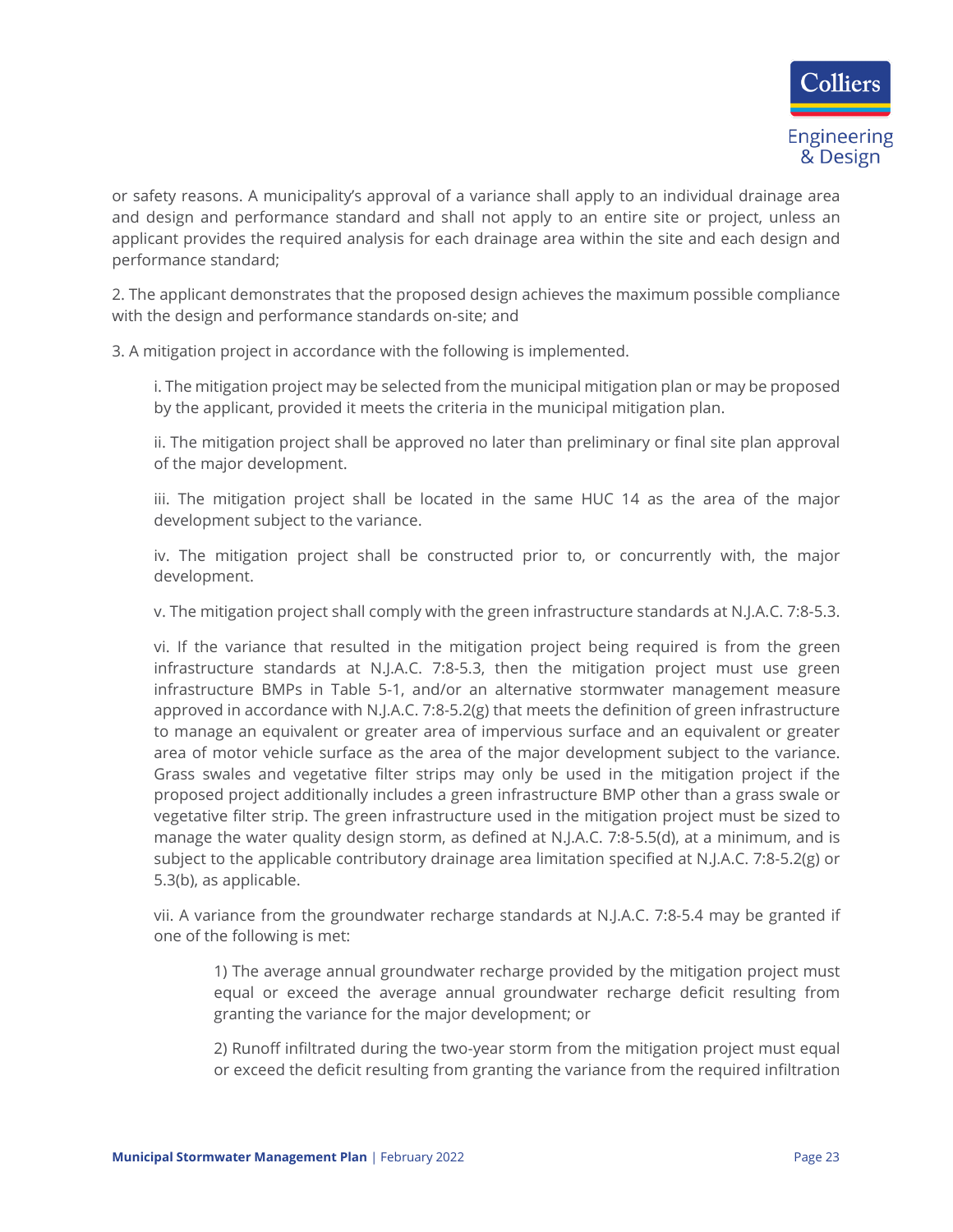or safety reasons. A municipality's approval of a variance shall apply to an individual drainage area and design and performance standard and shall not apply to an entire site or project, unless an applicant provides the required analysis for each drainage area within the site and each design and performance standard;

2. The applicant demonstrates that the proposed design achieves the maximum possible compliance with the design and performance standards on-site; and

3. A mitigation project in accordance with the following is implemented.

   i. The mitigation project may be selected from the municipal mitigation plan or may be proposed by the applicant, provided it meets the criteria in the municipal mitigation plan.

   ii. The mitigation project shall be approved no later than preliminary or final site plan approval of the major development.

   iii. The mitigation project shall be located in the same HUC 14 as the area of the major development subject to the variance.

   iv. The mitigation project shall be constructed prior to, or concurrently with, the major development.

   v. The mitigation project shall comply with the green infrastructure standards at N.J.A.C. 7:8-5.3.

   vi. If the variance that resulted in the mitigation project being required is from the green infrastructure standards at N.J.A.C. 7:8-5.3, then the mitigation project must use green infrastructure BMPs in Table 5-1, and/or an alternative stormwater management measure approved in accordance with N.J.A.C. 7:8-5.2(g) that meets the definition of green infrastructure to manage an equivalent or greater area of impervious surface and an equivalent or greater area of motor vehicle surface as the area of the major development subject to the variance. Grass swales and vegetative filter strips may only be used in the mitigation project if the proposed project additionally includes a green infrastructure BMP other than a grass swale or vegetative filter strip. The green infrastructure used in the mitigation project must be sized to manage the water quality design storm, as defined at N.J.A.C. 7:8-5.5(d), at a minimum, and is subject to the applicable contributory drainage area limitation specified at N.J.A.C. 7:8-5.2(g) or 5.3(b), as applicable.

   vii. A variance from the groundwater recharge standards at N.J.A.C. 7:8-5.4 may be granted if one of the following is met:

      1) The average annual groundwater recharge provided by the mitigation project must equal or exceed the average annual groundwater recharge deficit resulting from granting the variance for the major development; or

      2) Runoff infiltrated during the two-year storm from the mitigation project must equal or exceed the deficit resulting from granting the variance from the required infiltration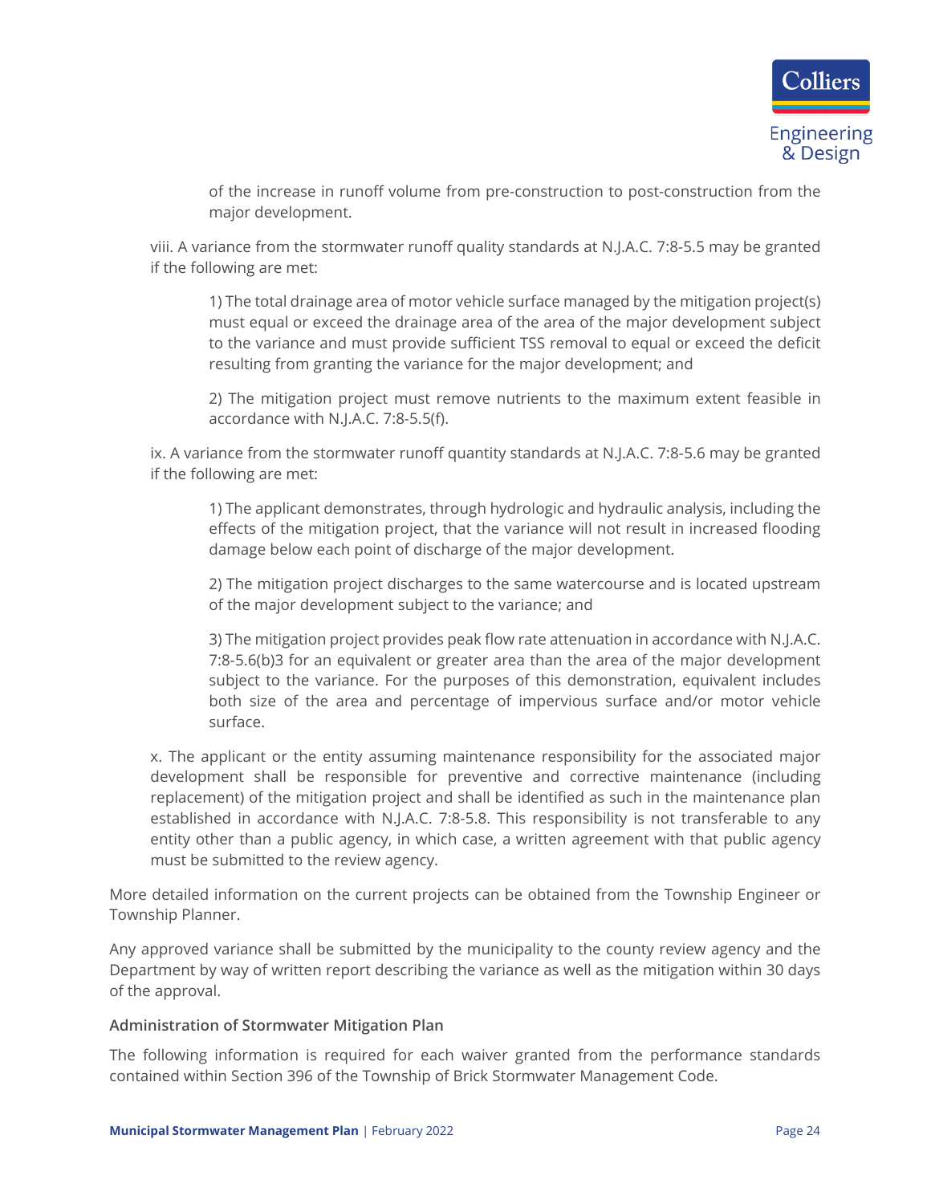of the increase in runoff volume from pre-construction to post-construction from the major development.

viii. A variance from the stormwater runoff quality standards at N.J.A.C. 7:8-5.5 may be granted if the following are met:

1) The total drainage area of motor vehicle surface managed by the mitigation project(s) must equal or exceed the drainage area of the area of the major development subject to the variance and must provide sufficient TSS removal to equal or exceed the deficit resulting from granting the variance for the major development; and

2) The mitigation project must remove nutrients to the maximum extent feasible in accordance with N.J.A.C. 7:8-5.5(f).

ix. A variance from the stormwater runoff quantity standards at N.J.A.C. 7:8-5.6 may be granted if the following are met:

1) The applicant demonstrates, through hydrologic and hydraulic analysis, including the effects of the mitigation project, that the variance will not result in increased flooding damage below each point of discharge of the major development.

2) The mitigation project discharges to the same watercourse and is located upstream of the major development subject to the variance; and

3) The mitigation project provides peak flow rate attenuation in accordance with N.J.A.C. 7:8-5.6(b)3 for an equivalent or greater area than the area of the major development subject to the variance. For the purposes of this demonstration, equivalent includes both size of the area and percentage of impervious surface and/or motor vehicle surface.

x. The applicant or the entity assuming maintenance responsibility for the associated major development shall be responsible for preventive and corrective maintenance (including replacement) of the mitigation project and shall be identified as such in the maintenance plan established in accordance with N.J.A.C. 7:8-5.8. This responsibility is not transferable to any entity other than a public agency, in which case, a written agreement with that public agency must be submitted to the review agency.

More detailed information on the current projects can be obtained from the Township Engineer or Township Planner.

Any approved variance shall be submitted by the municipality to the county review agency and the Department by way of written report describing the variance as well as the mitigation within 30 days of the approval.

### Administration of Stormwater Mitigation Plan

The following information is required for each waiver granted from the performance standards contained within Section 396 of the Township of Brick Stormwater Management Code.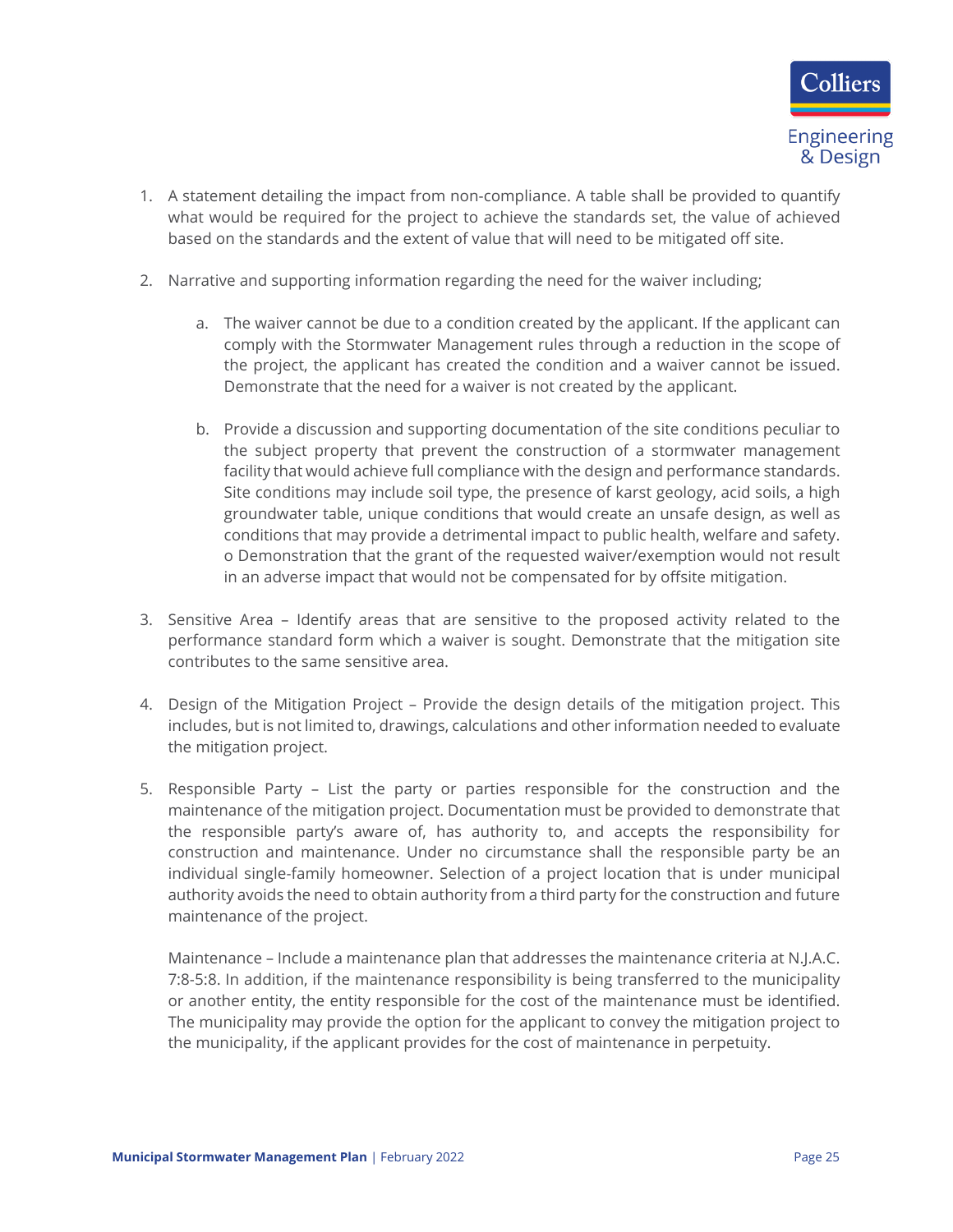1. A statement detailing the impact from non-compliance. A table shall be provided to quantify what would be required for the project to achieve the standards set, the value of achieved based on the standards and the extent of value that will need to be mitigated off site.

2. Narrative and supporting information regarding the need for the waiver including;

    a. The waiver cannot be due to a condition created by the applicant. If the applicant can comply with the Stormwater Management rules through a reduction in the scope of the project, the applicant has created the condition and a waiver cannot be issued. Demonstrate that the need for a waiver is not created by the applicant.

    b. Provide a discussion and supporting documentation of the site conditions peculiar to the subject property that prevent the construction of a stormwater management facility that would achieve full compliance with the design and performance standards. Site conditions may include soil type, the presence of karst geology, acid soils, a high groundwater table, unique conditions that would create an unsafe design, as well as conditions that may provide a detrimental impact to public health, welfare and safety. o Demonstration that the grant of the requested waiver/exemption would not result in an adverse impact that would not be compensated for by offsite mitigation.

3. Sensitive Area – Identify areas that are sensitive to the proposed activity related to the performance standard form which a waiver is sought. Demonstrate that the mitigation site contributes to the same sensitive area.

4. Design of the Mitigation Project – Provide the design details of the mitigation project. This includes, but is not limited to, drawings, calculations and other information needed to evaluate the mitigation project.

5. Responsible Party – List the party or parties responsible for the construction and the maintenance of the mitigation project. Documentation must be provided to demonstrate that the responsible party's aware of, has authority to, and accepts the responsibility for construction and maintenance. Under no circumstance shall the responsible party be an individual single-family homeowner. Selection of a project location that is under municipal authority avoids the need to obtain authority from a third party for the construction and future maintenance of the project.

    Maintenance – Include a maintenance plan that addresses the maintenance criteria at N.J.A.C. 7:8-5:8. In addition, if the maintenance responsibility is being transferred to the municipality or another entity, the entity responsible for the cost of the maintenance must be identified. The municipality may provide the option for the applicant to convey the mitigation project to the municipality, if the applicant provides for the cost of maintenance in perpetuity.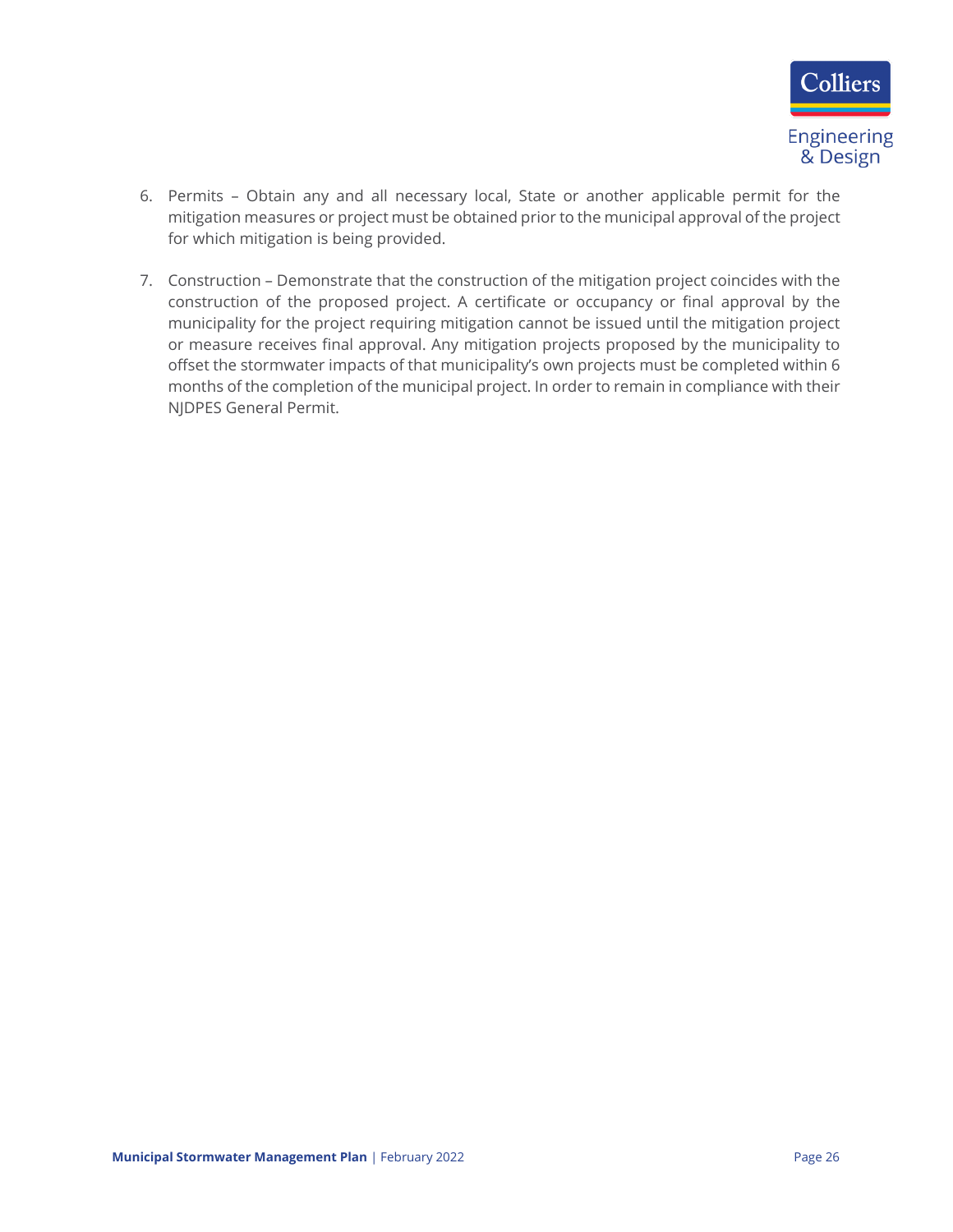6. Permits – Obtain any and all necessary local, State or another applicable permit for the mitigation measures or project must be obtained prior to the municipal approval of the project for which mitigation is being provided.

7. Construction – Demonstrate that the construction of the mitigation project coincides with the construction of the proposed project. A certificate or occupancy or final approval by the municipality for the project requiring mitigation cannot be issued until the mitigation project or measure receives final approval. Any mitigation projects proposed by the municipality to offset the stormwater impacts of that municipality's own projects must be completed within 6 months of the completion of the municipal project. In order to remain in compliance with their NJDPES General Permit.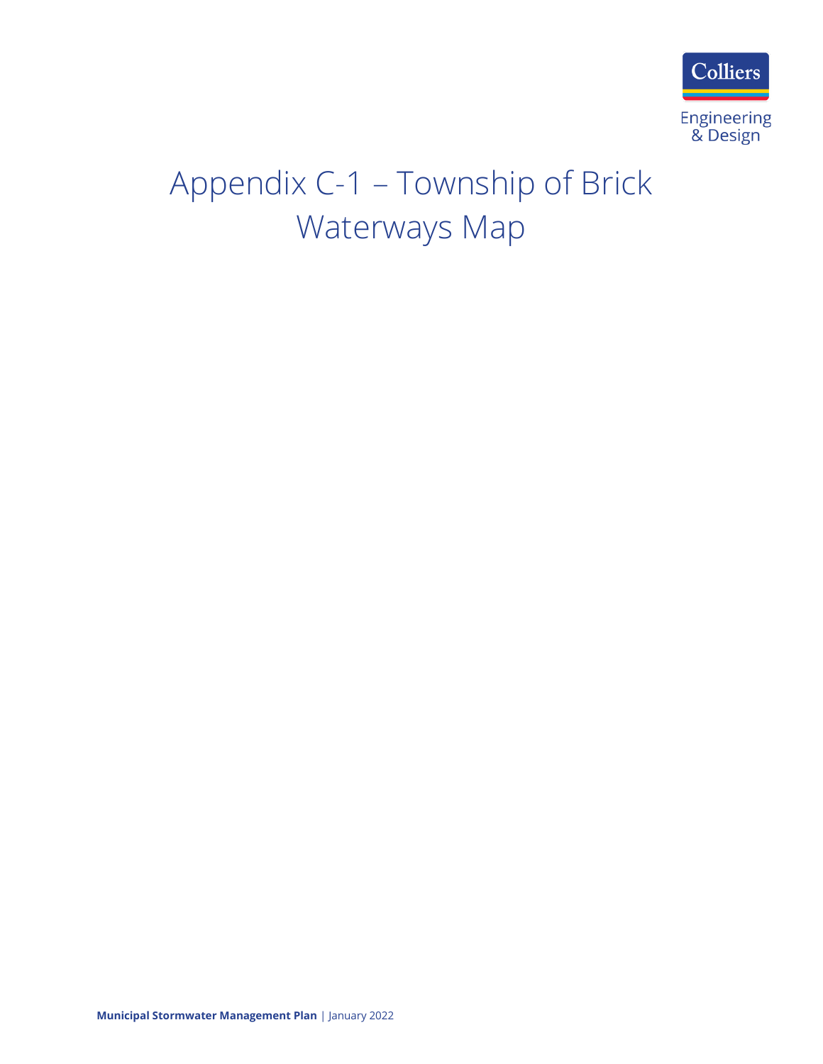# Appendix C-1 – Township of Brick Waterways Map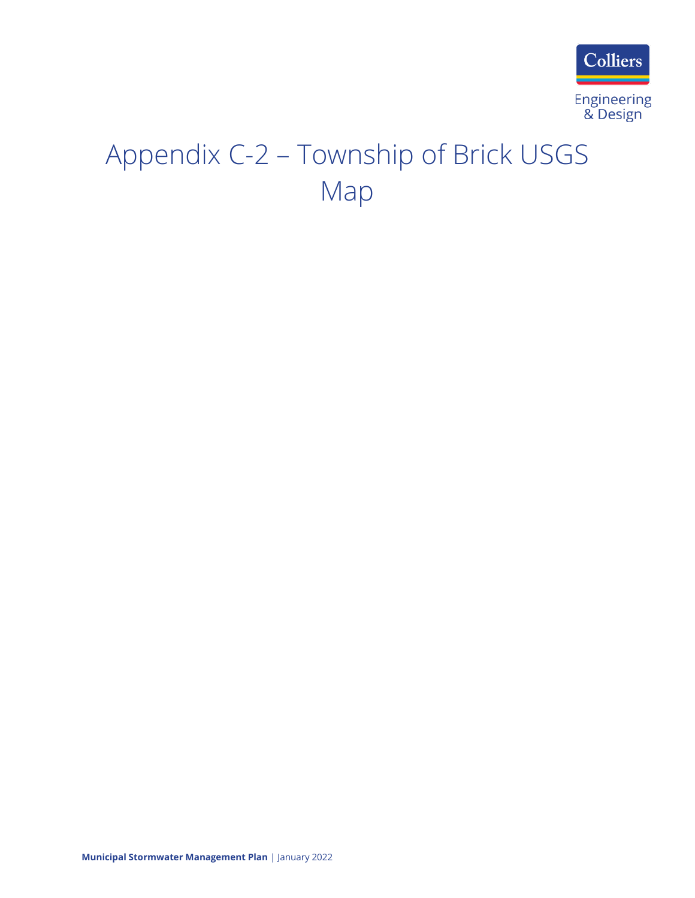# Appendix C-2 – Township of Brick USGS Map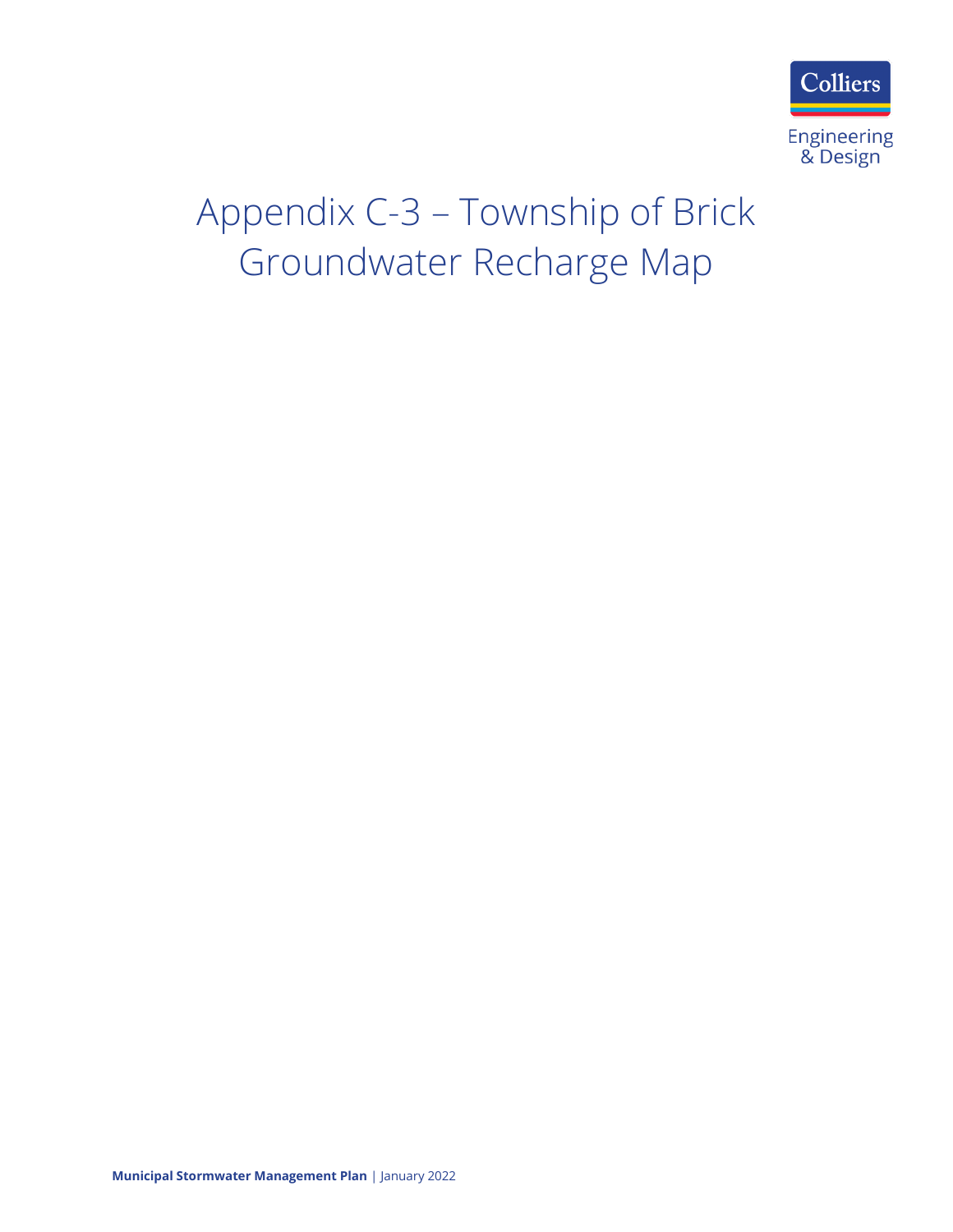# Appendix C-3 – Township of Brick Groundwater Recharge Map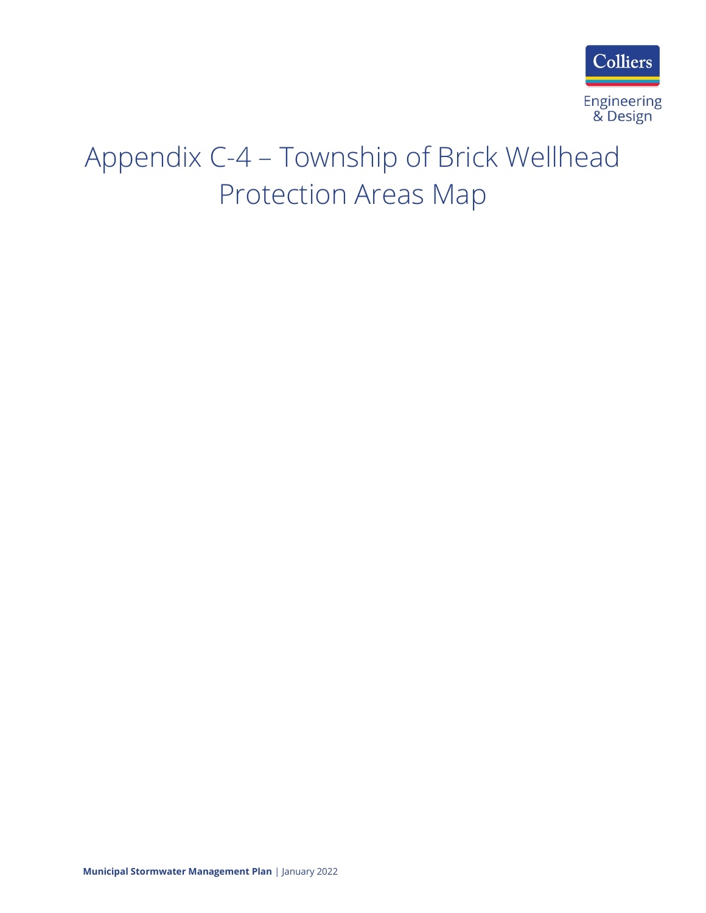# Appendix C-4 – Township of Brick Wellhead Protection Areas Map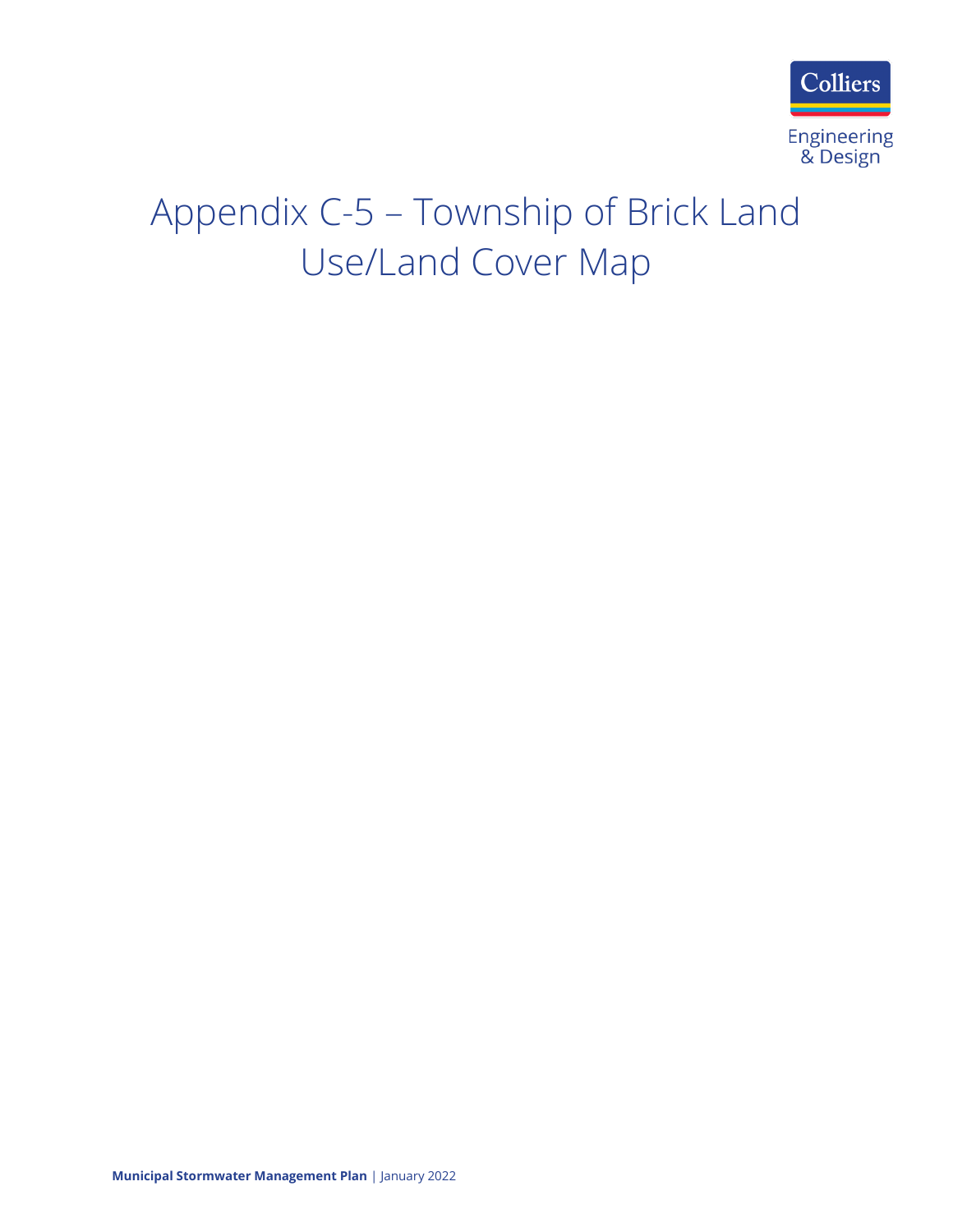# Appendix C-5 – Township of Brick Land Use/Land Cover Map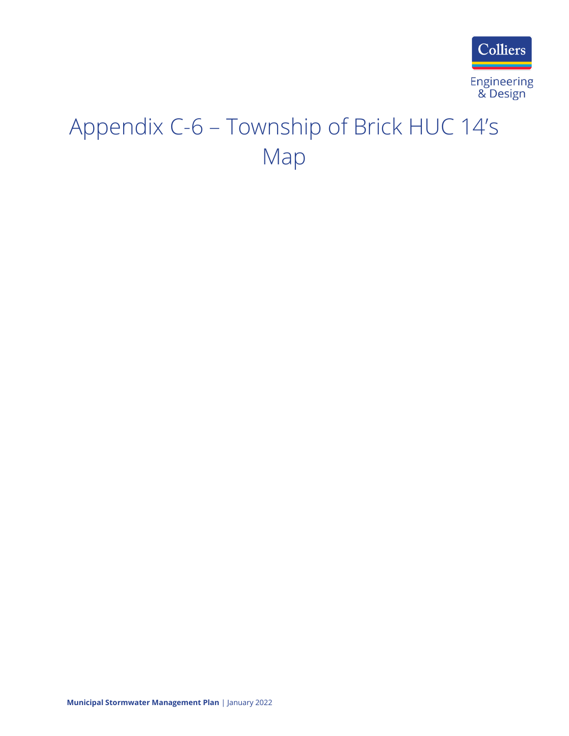# Appendix C-6 – Township of Brick HUC 14's Map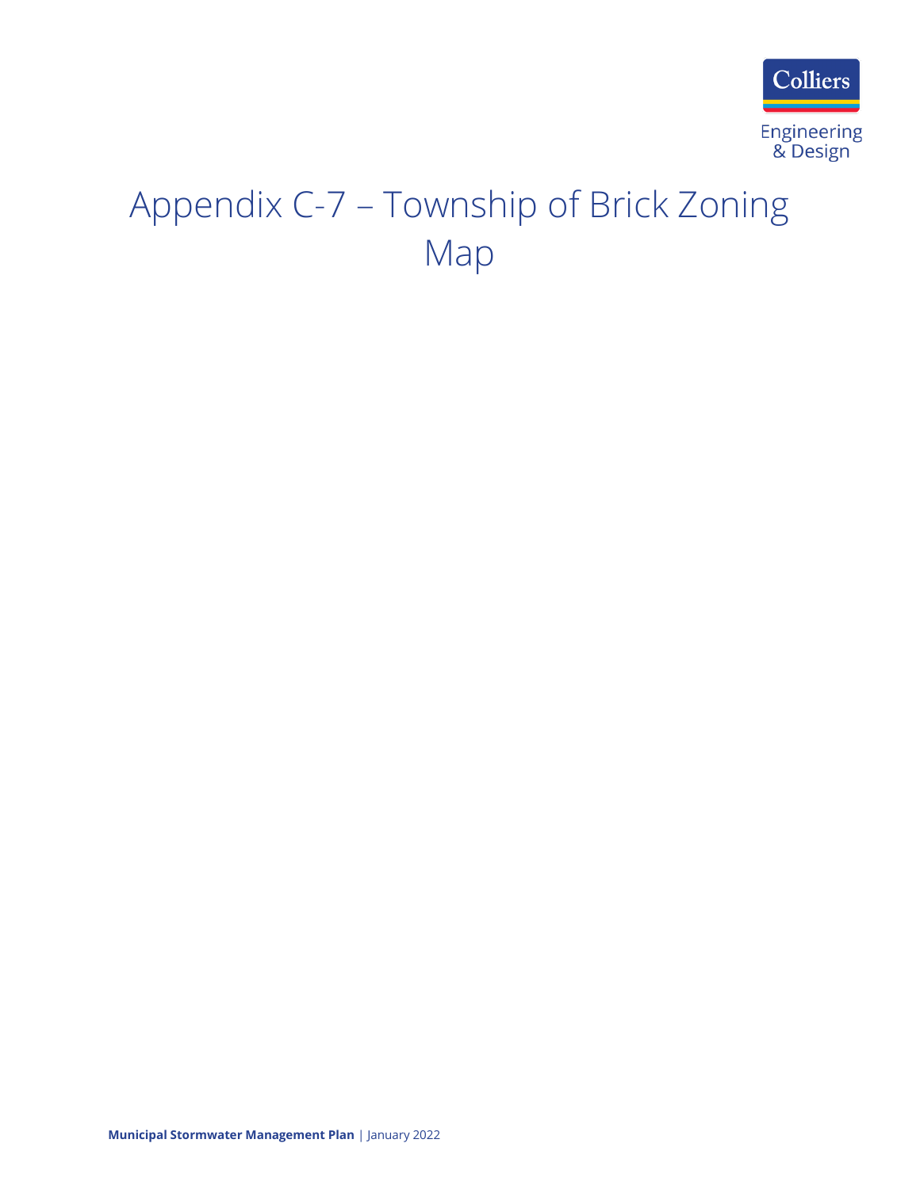# Appendix C-7 – Township of Brick Zoning Map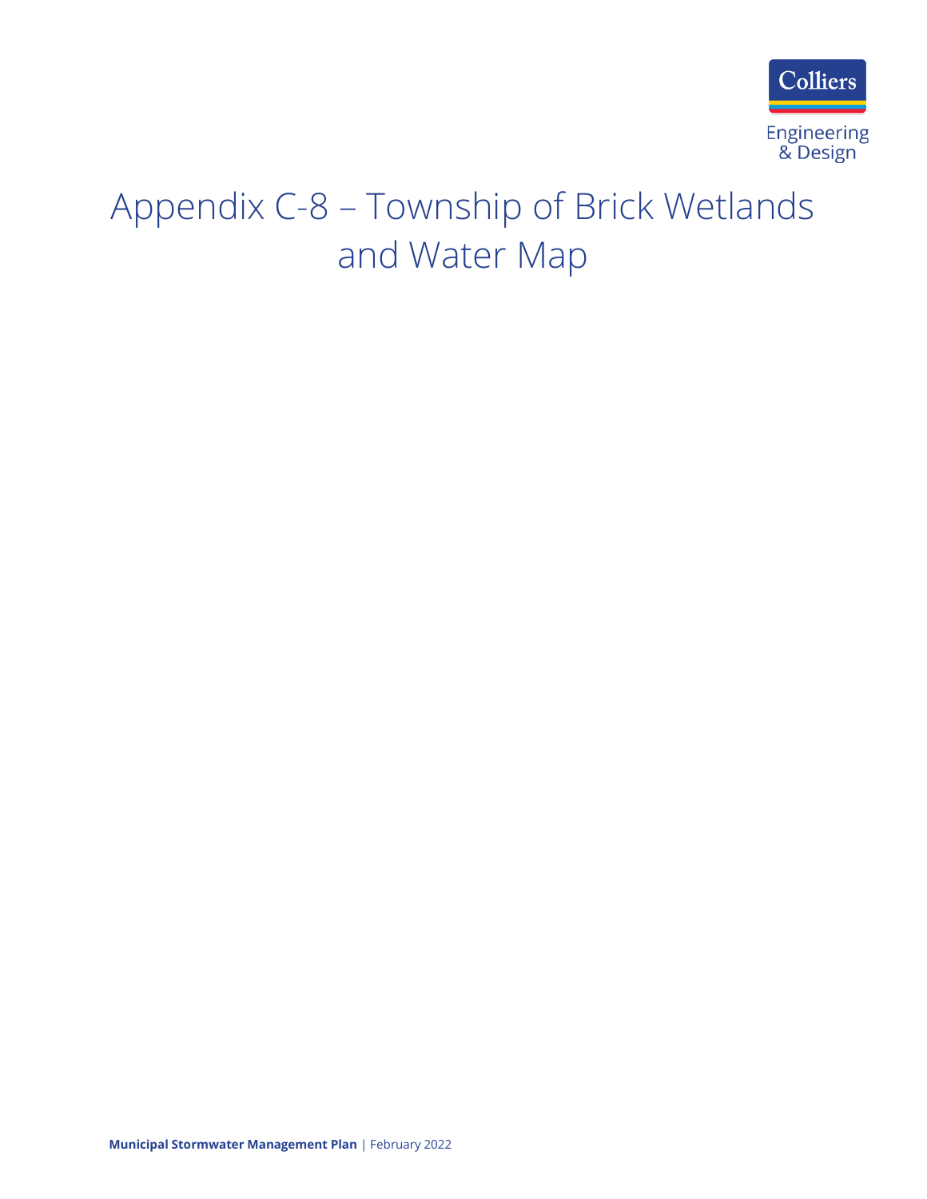# Appendix C-8 – Township of Brick Wetlands and Water Map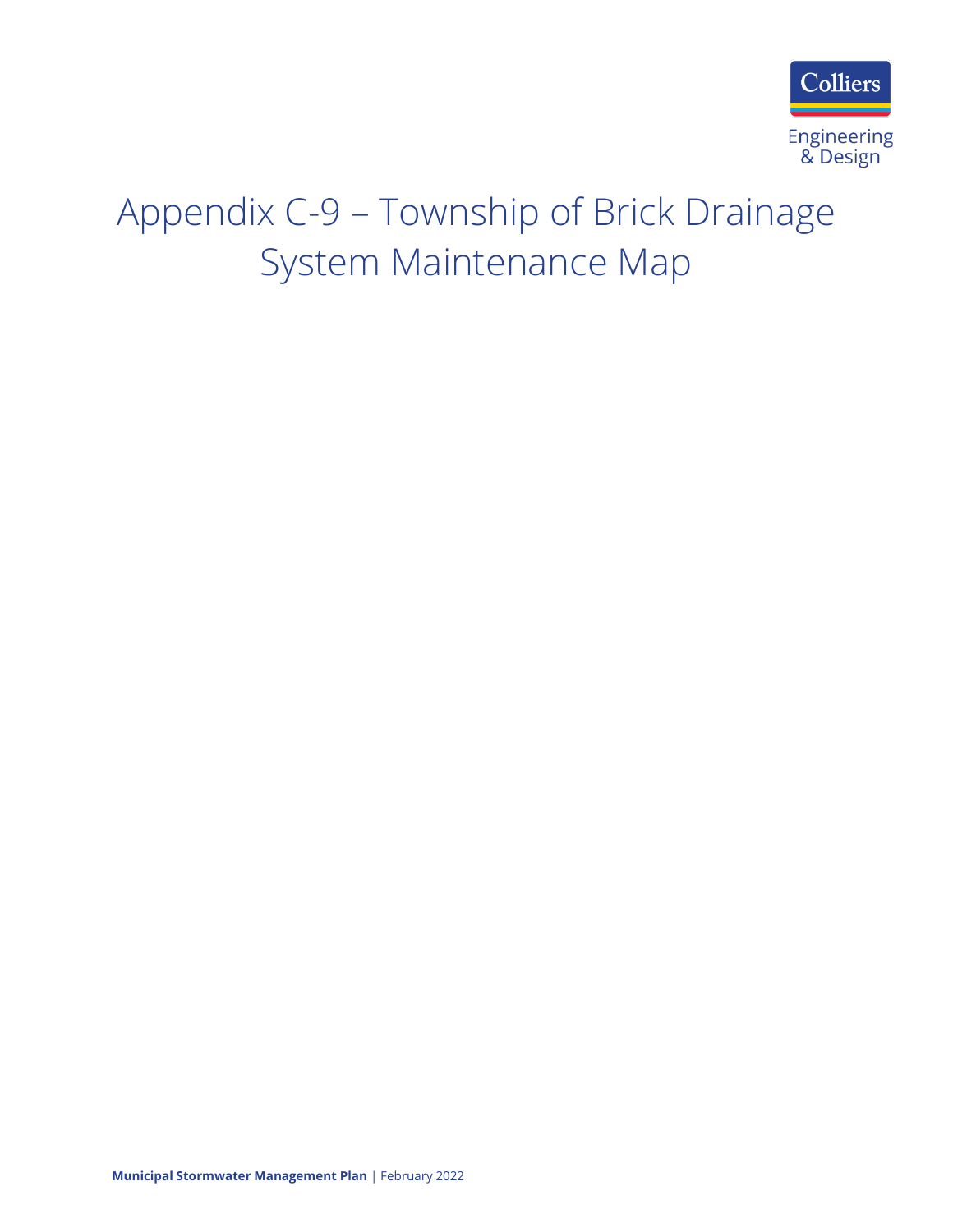# Appendix C-9 – Township of Brick Drainage System Maintenance Map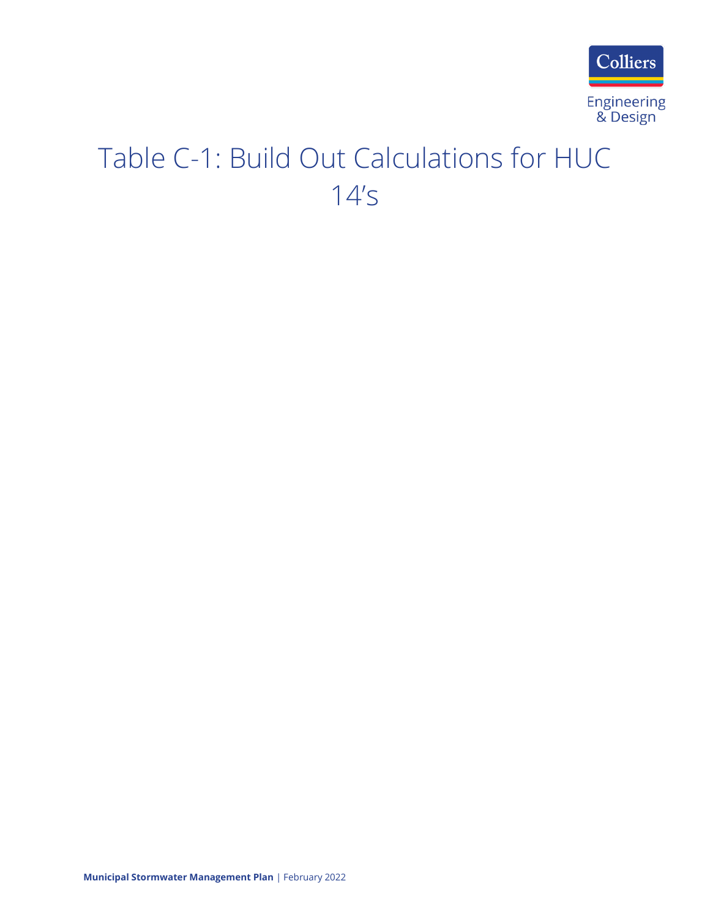# Table C-1: Build Out Calculations for HUC 14's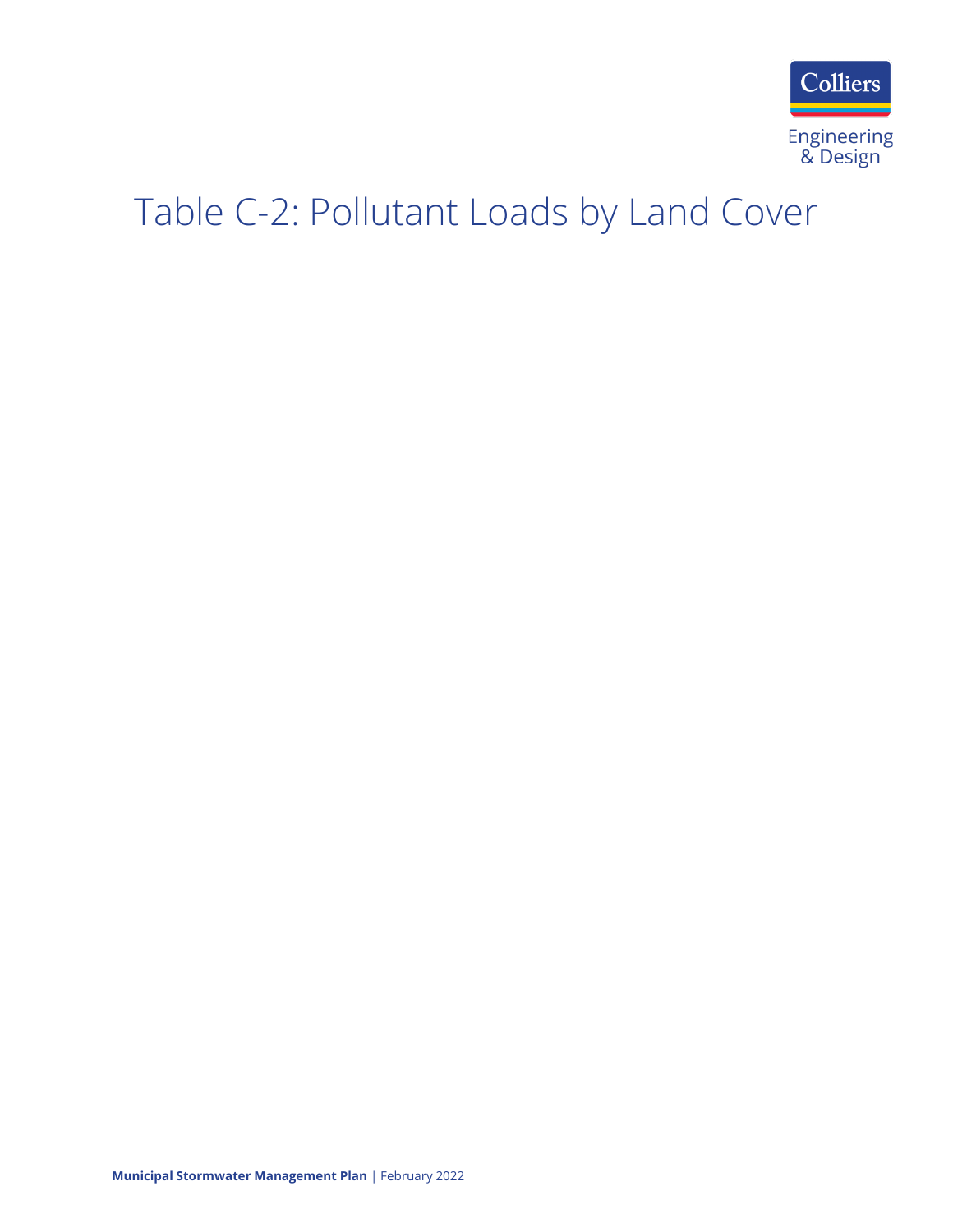# Table C-2: Pollutant Loads by Land Cover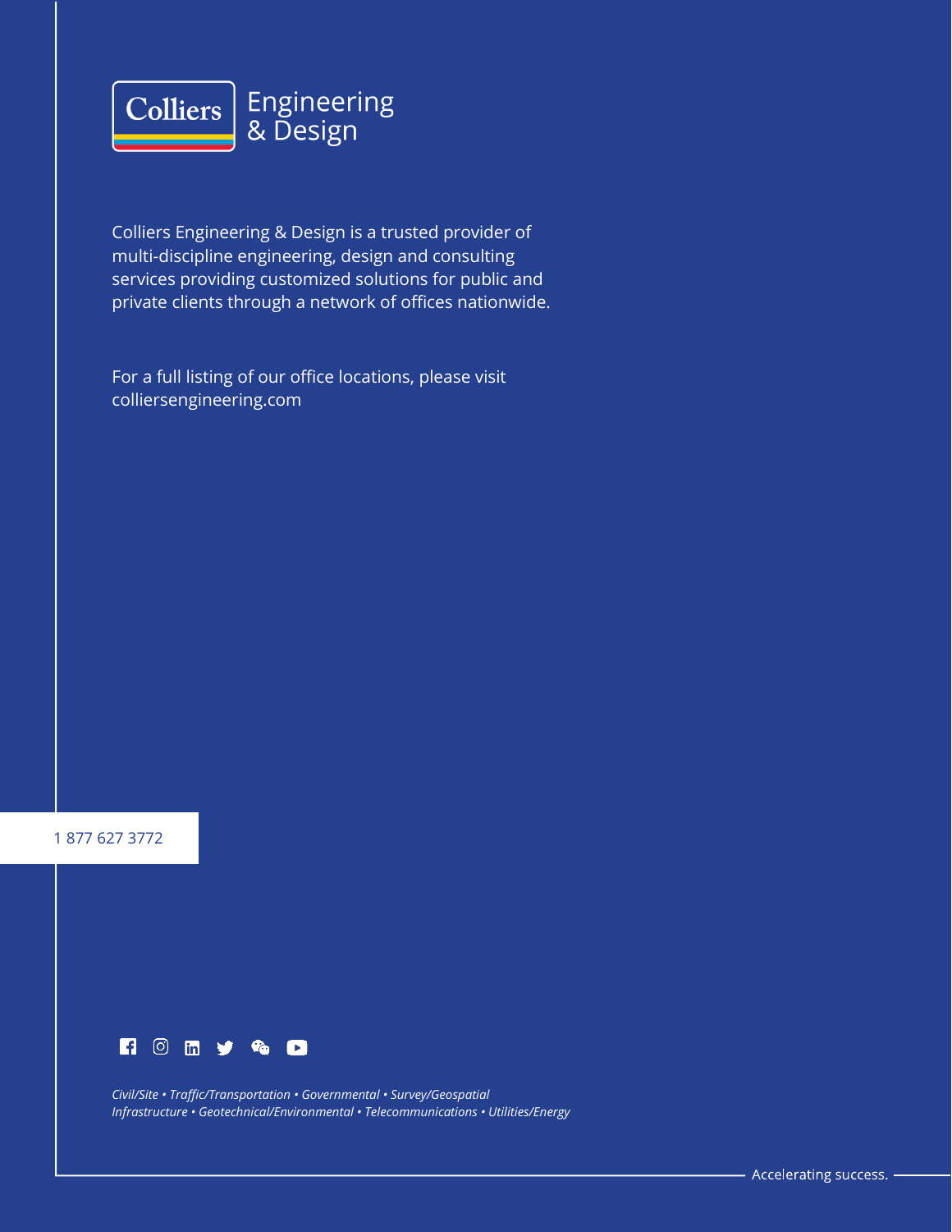Colliers Engineering & Design

Colliers Engineering & Design is a trusted provider of multi-discipline engineering, design and consulting services providing customized solutions for public and private clients through a network of offices nationwide.

For a full listing of our office locations, please visit colliersengineering.com

1 877 627 3772

*Civil/Site • Traffic/Transportation • Governmental • Survey/Geospatial Infrastructure • Geotechnical/Environmental • Telecommunications • Utilities/Energy*

Accelerating success.